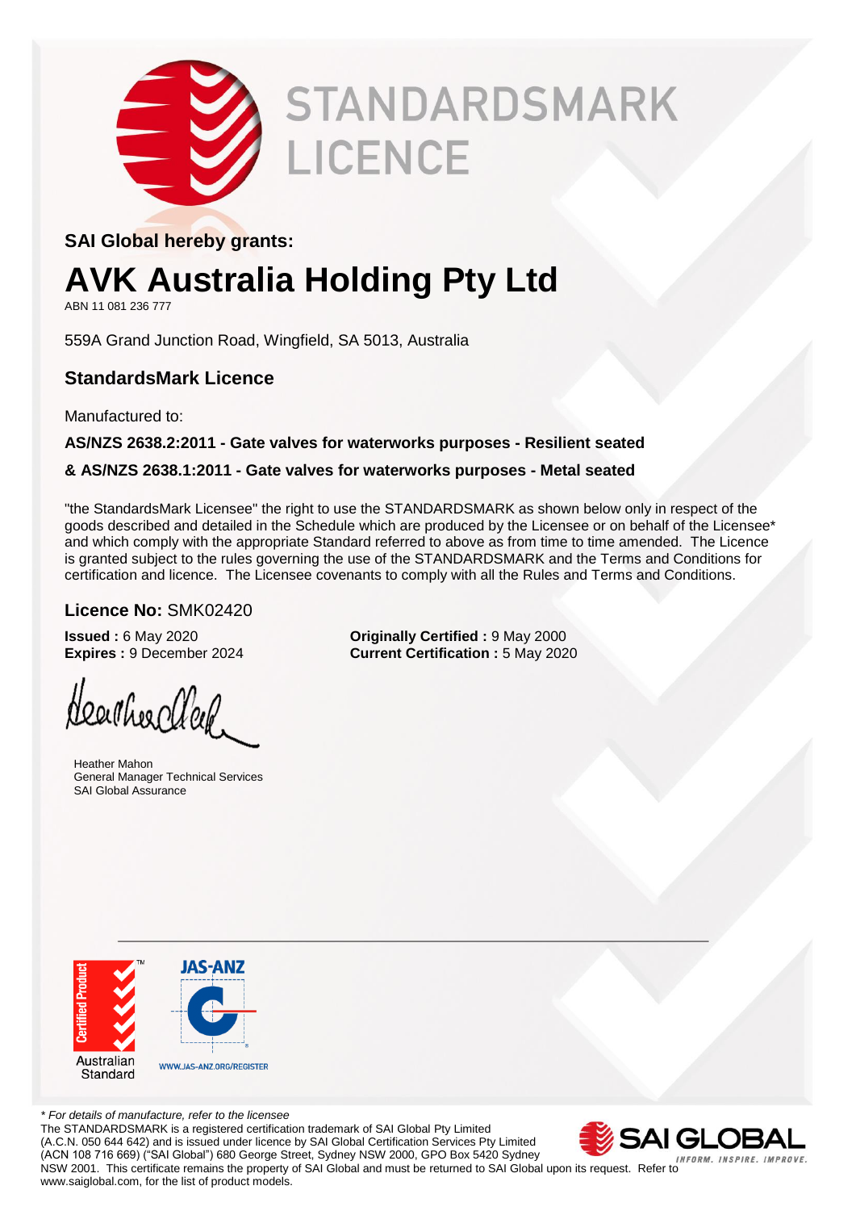# STANDARDSMARK LICENCE

**SAI Global hereby grants:**

# AVK Australia Holding Pty Ltd

ABN 11 081 236 777

559A Grand Junction Road, Wingfield, SA 5013, Australia

## StandardsMark Licence

Manufactured to:

**AS/NZS 2638.2:2011 - Gate valves for waterworks purposes - Resilient seated**

**& AS/NZS 2638.1:2011 - Gate valves for waterworks purposes - Metal seated**

"the StandardsMark Licensee" the right to use the STANDARDSMARK as shown below only in respect of the goods described and detailed in the Schedule which are produced by the Licensee or on behalf of the Licensee* and which comply with the appropriate Standard referred to above as from time to time amended. The Licence is granted subject to the rules governing the use of the STANDARDSMARK and the Terms and Conditions for certification and licence. The Licensee covenants to comply with all the Rules and Terms and Conditions.

**Licence No:** SMK02420

**Issued :** 6 May 2020
**Expires :** 9 December 2024

**Originally Certified :** 9 May 2000
**Current Certification :** 5 May 2020

Heather Mahon
General Manager Technical Services
SAI Global Assurance

Certified Product™ Australian Standard

JAS-ANZ
WWW.JAS-ANZ.ORG/REGISTER

*\* For details of manufacture, refer to the licensee*

The STANDARDSMARK is a registered certification trademark of SAI Global Pty Limited (A.C.N. 050 644 642) and is issued under licence by SAI Global Certification Services Pty Limited (ACN 108 716 669) ("SAI Global") 680 George Street, Sydney NSW 2000, GPO Box 5420 Sydney NSW 2001. This certificate remains the property of SAI Global and must be returned to SAI Global upon its request. Refer to www.saiglobal.com, for the list of product models.

SAI GLOBAL
INFORM. INSPIRE. IMPROVE.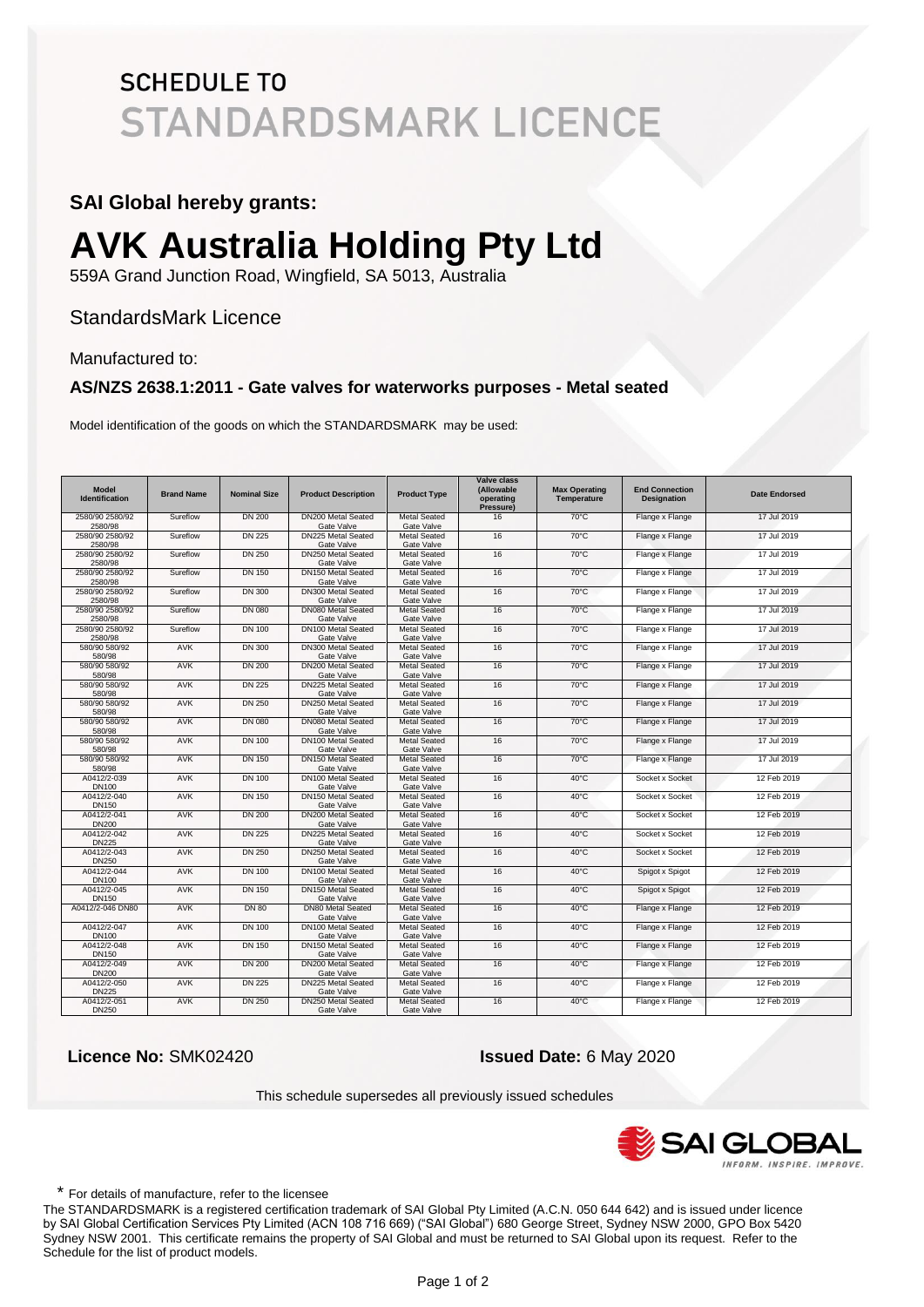# SCHEDULE TO STANDARDSMARK LICENCE

**SAI Global hereby grants:**

# AVK Australia Holding Pty Ltd

559A Grand Junction Road, Wingfield, SA 5013, Australia

StandardsMark Licence

Manufactured to:

**AS/NZS 2638.1:2011 - Gate valves for waterworks purposes - Metal seated**

Model identification of the goods on which the STANDARDSMARK may be used:

| Model Identification | Brand Name | Nominal Size | Product Description | Product Type | Valve class (Allowable operating Pressure) | Max Operating Temperature | End Connection Designation | Date Endorsed |
|---|---|---|---|---|---|---|---|---|
| 2580/90 2580/92 2580/98 | Sureflow | DN 200 | DN200 Metal Seated Gate Valve | Metal Seated Gate Valve | 16 | 70°C | Flange x Flange | 17 Jul 2019 |
| 2580/90 2580/92 2580/98 | Sureflow | DN 225 | DN225 Metal Seated Gate Valve | Metal Seated Gate Valve | 16 | 70°C | Flange x Flange | 17 Jul 2019 |
| 2580/90 2580/92 2580/98 | Sureflow | DN 250 | DN250 Metal Seated Gate Valve | Metal Seated Gate Valve | 16 | 70°C | Flange x Flange | 17 Jul 2019 |
| 2580/90 2580/92 2580/98 | Sureflow | DN 150 | DN150 Metal Seated Gate Valve | Metal Seated Gate Valve | 16 | 70°C | Flange x Flange | 17 Jul 2019 |
| 2580/90 2580/92 2580/98 | Sureflow | DN 300 | DN300 Metal Seated Gate Valve | Metal Seated Gate Valve | 16 | 70°C | Flange x Flange | 17 Jul 2019 |
| 2580/90 2580/92 2580/98 | Sureflow | DN 080 | DN080 Metal Seated Gate Valve | Metal Seated Gate Valve | 16 | 70°C | Flange x Flange | 17 Jul 2019 |
| 2580/90 2580/92 2580/98 | Sureflow | DN 100 | DN100 Metal Seated Gate Valve | Metal Seated Gate Valve | 16 | 70°C | Flange x Flange | 17 Jul 2019 |
| 580/90 580/92 580/98 | AVK | DN 300 | DN300 Metal Seated Gate Valve | Metal Seated Gate Valve | 16 | 70°C | Flange x Flange | 17 Jul 2019 |
| 580/90 580/92 580/98 | AVK | DN 200 | DN200 Metal Seated Gate Valve | Metal Seated Gate Valve | 16 | 70°C | Flange x Flange | 17 Jul 2019 |
| 580/90 580/92 580/98 | AVK | DN 225 | DN225 Metal Seated Gate Valve | Metal Seated Gate Valve | 16 | 70°C | Flange x Flange | 17 Jul 2019 |
| 580/90 580/92 580/98 | AVK | DN 250 | DN250 Metal Seated Gate Valve | Metal Seated Gate Valve | 16 | 70°C | Flange x Flange | 17 Jul 2019 |
| 580/90 580/92 580/98 | AVK | DN 080 | DN080 Metal Seated Gate Valve | Metal Seated Gate Valve | 16 | 70°C | Flange x Flange | 17 Jul 2019 |
| 580/90 580/92 580/98 | AVK | DN 100 | DN100 Metal Seated Gate Valve | Metal Seated Gate Valve | 16 | 70°C | Flange x Flange | 17 Jul 2019 |
| 580/90 580/92 580/98 | AVK | DN 150 | DN150 Metal Seated Gate Valve | Metal Seated Gate Valve | 16 | 70°C | Flange x Flange | 17 Jul 2019 |
| A0412/2-039 DN100 | AVK | DN 100 | DN100 Metal Seated Gate Valve | Metal Seated Gate Valve | 16 | 40°C | Socket x Socket | 12 Feb 2019 |
| A0412/2-040 DN150 | AVK | DN 150 | DN150 Metal Seated Gate Valve | Metal Seated Gate Valve | 16 | 40°C | Socket x Socket | 12 Feb 2019 |
| A0412/2-041 DN200 | AVK | DN 200 | DN200 Metal Seated Gate Valve | Metal Seated Gate Valve | 16 | 40°C | Socket x Socket | 12 Feb 2019 |
| A0412/2-042 DN225 | AVK | DN 225 | DN225 Metal Seated Gate Valve | Metal Seated Gate Valve | 16 | 40°C | Socket x Socket | 12 Feb 2019 |
| A0412/2-043 DN250 | AVK | DN 250 | DN250 Metal Seated Gate Valve | Metal Seated Gate Valve | 16 | 40°C | Socket x Socket | 12 Feb 2019 |
| A0412/2-044 DN100 | AVK | DN 100 | DN100 Metal Seated Gate Valve | Metal Seated Gate Valve | 16 | 40°C | Spigot x Spigot | 12 Feb 2019 |
| A0412/2-045 DN150 | AVK | DN 150 | DN150 Metal Seated Gate Valve | Metal Seated Gate Valve | 16 | 40°C | Spigot x Spigot | 12 Feb 2019 |
| A0412/2-046 DN80 | AVK | DN 80 | DN80 Metal Seated Gate Valve | Metal Seated Gate Valve | 16 | 40°C | Flange x Flange | 12 Feb 2019 |
| A0412/2-047 DN100 | AVK | DN 100 | DN100 Metal Seated Gate Valve | Metal Seated Gate Valve | 16 | 40°C | Flange x Flange | 12 Feb 2019 |
| A0412/2-048 DN150 | AVK | DN 150 | DN150 Metal Seated Gate Valve | Metal Seated Gate Valve | 16 | 40°C | Flange x Flange | 12 Feb 2019 |
| A0412/2-049 DN200 | AVK | DN 200 | DN200 Metal Seated Gate Valve | Metal Seated Gate Valve | 16 | 40°C | Flange x Flange | 12 Feb 2019 |
| A0412/2-050 DN225 | AVK | DN 225 | DN225 Metal Seated Gate Valve | Metal Seated Gate Valve | 16 | 40°C | Flange x Flange | 12 Feb 2019 |
| A0412/2-051 DN250 | AVK | DN 250 | DN250 Metal Seated Gate Valve | Metal Seated Gate Valve | 16 | 40°C | Flange x Flange | 12 Feb 2019 |

**Licence No:** SMK02420 **Issued Date:** 6 May 2020

This schedule supersedes all previously issued schedules

SAI GLOBAL
INFORM. INSPIRE. IMPROVE.

* For details of manufacture, refer to the licensee

The STANDARDSMARK is a registered certification trademark of SAI Global Pty Limited (A.C.N. 050 644 642) and is issued under licence by SAI Global Certification Services Pty Limited (ACN 108 716 669) ("SAI Global") 680 George Street, Sydney NSW 2000, GPO Box 5420 Sydney NSW 2001. This certificate remains the property of SAI Global and must be returned to SAI Global upon its request. Refer to the Schedule for the list of product models.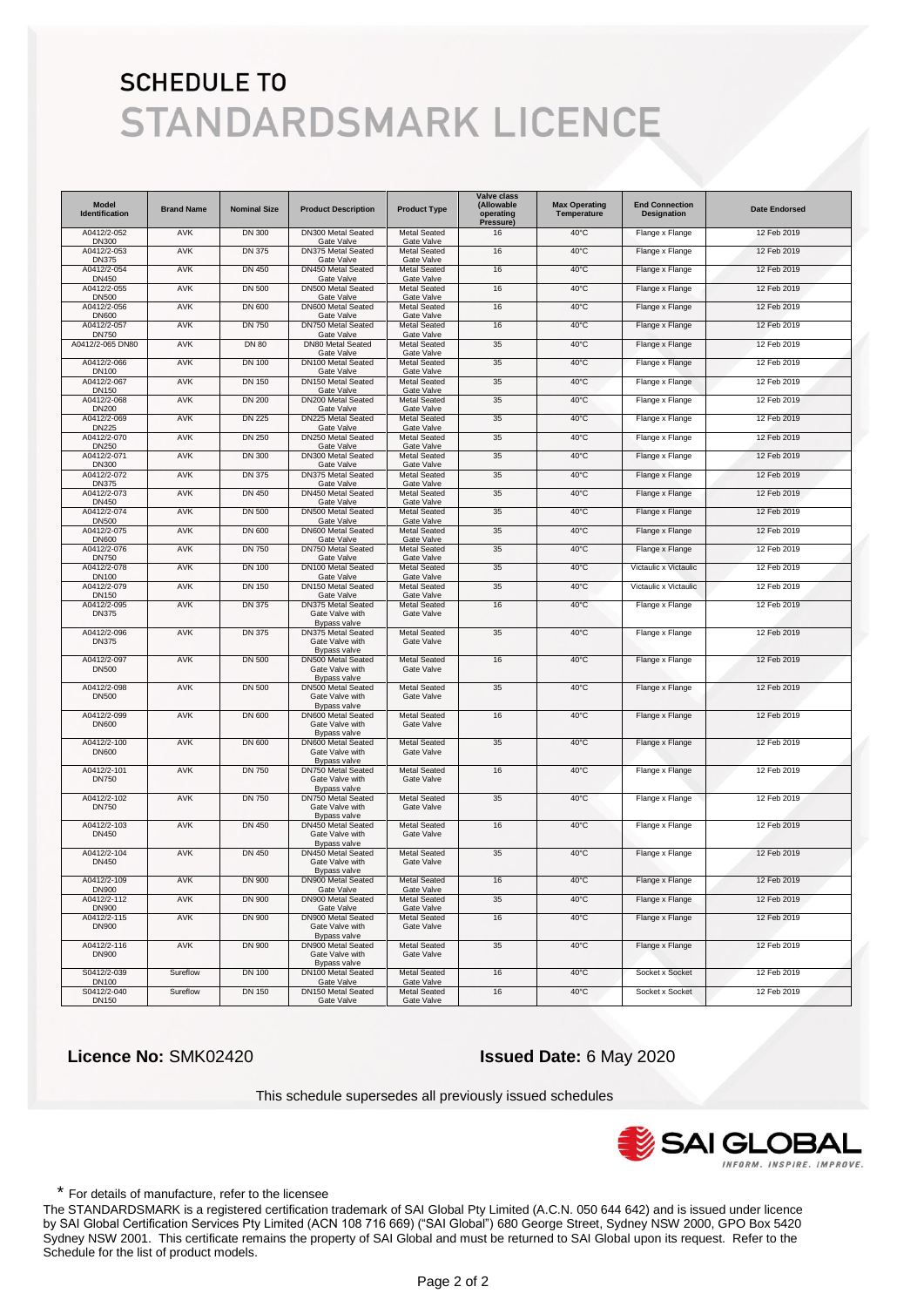# SCHEDULE TO
# STANDARDSMARK LICENCE

| Model Identification | Brand Name | Nominal Size | Product Description | Product Type | Valve class (Allowable operating Pressure) | Max Operating Temperature | End Connection Designation | Date Endorsed |
|---|---|---|---|---|---|---|---|---|
| A0412/2-052 DN300 | AVK | DN 300 | DN300 Metal Seated Gate Valve | Metal Seated Gate Valve | 16 | 40°C | Flange x Flange | 12 Feb 2019 |
| A0412/2-053 DN375 | AVK | DN 375 | DN375 Metal Seated Gate Valve | Metal Seated Gate Valve | 16 | 40°C | Flange x Flange | 12 Feb 2019 |
| A0412/2-054 DN450 | AVK | DN 450 | DN450 Metal Seated Gate Valve | Metal Seated Gate Valve | 16 | 40°C | Flange x Flange | 12 Feb 2019 |
| A0412/2-055 DN500 | AVK | DN 500 | DN500 Metal Seated Gate Valve | Metal Seated Gate Valve | 16 | 40°C | Flange x Flange | 12 Feb 2019 |
| A0412/2-056 DN600 | AVK | DN 600 | DN600 Metal Seated Gate Valve | Metal Seated Gate Valve | 16 | 40°C | Flange x Flange | 12 Feb 2019 |
| A0412/2-057 DN750 | AVK | DN 750 | DN750 Metal Seated Gate Valve | Metal Seated Gate Valve | 16 | 40°C | Flange x Flange | 12 Feb 2019 |
| A0412/2-065 DN80 | AVK | DN 80 | DN80 Metal Seated Gate Valve | Metal Seated Gate Valve | 35 | 40°C | Flange x Flange | 12 Feb 2019 |
| A0412/2-066 DN100 | AVK | DN 100 | DN100 Metal Seated Gate Valve | Metal Seated Gate Valve | 35 | 40°C | Flange x Flange | 12 Feb 2019 |
| A0412/2-067 DN150 | AVK | DN 150 | DN150 Metal Seated Gate Valve | Metal Seated Gate Valve | 35 | 40°C | Flange x Flange | 12 Feb 2019 |
| A0412/2-068 DN200 | AVK | DN 200 | DN200 Metal Seated Gate Valve | Metal Seated Gate Valve | 35 | 40°C | Flange x Flange | 12 Feb 2019 |
| A0412/2-069 DN225 | AVK | DN 225 | DN225 Metal Seated Gate Valve | Metal Seated Gate Valve | 35 | 40°C | Flange x Flange | 12 Feb 2019 |
| A0412/2-070 DN250 | AVK | DN 250 | DN250 Metal Seated Gate Valve | Metal Seated Gate Valve | 35 | 40°C | Flange x Flange | 12 Feb 2019 |
| A0412/2-071 DN300 | AVK | DN 300 | DN300 Metal Seated Gate Valve | Metal Seated Gate Valve | 35 | 40°C | Flange x Flange | 12 Feb 2019 |
| A0412/2-072 DN375 | AVK | DN 375 | DN375 Metal Seated Gate Valve | Metal Seated Gate Valve | 35 | 40°C | Flange x Flange | 12 Feb 2019 |
| A0412/2-073 DN450 | AVK | DN 450 | DN450 Metal Seated Gate Valve | Metal Seated Gate Valve | 35 | 40°C | Flange x Flange | 12 Feb 2019 |
| A0412/2-074 DN500 | AVK | DN 500 | DN500 Metal Seated Gate Valve | Metal Seated Gate Valve | 35 | 40°C | Flange x Flange | 12 Feb 2019 |
| A0412/2-075 DN600 | AVK | DN 600 | DN600 Metal Seated Gate Valve | Metal Seated Gate Valve | 35 | 40°C | Flange x Flange | 12 Feb 2019 |
| A0412/2-076 DN750 | AVK | DN 750 | DN750 Metal Seated Gate Valve | Metal Seated Gate Valve | 35 | 40°C | Flange x Flange | 12 Feb 2019 |
| A0412/2-078 DN100 | AVK | DN 100 | DN100 Metal Seated Gate Valve | Metal Seated Gate Valve | 35 | 40°C | Victaulic x Victaulic | 12 Feb 2019 |
| A0412/2-079 DN150 | AVK | DN 150 | DN150 Metal Seated Gate Valve | Metal Seated Gate Valve | 35 | 40°C | Victaulic x Victaulic | 12 Feb 2019 |
| A0412/2-095 DN375 | AVK | DN 375 | DN375 Metal Seated Gate Valve with Bypass valve | Metal Seated Gate Valve | 16 | 40°C | Flange x Flange | 12 Feb 2019 |
| A0412/2-096 DN375 | AVK | DN 375 | DN375 Metal Seated Gate Valve with Bypass valve | Metal Seated Gate Valve | 35 | 40°C | Flange x Flange | 12 Feb 2019 |
| A0412/2-097 DN500 | AVK | DN 500 | DN500 Metal Seated Gate Valve with Bypass valve | Metal Seated Gate Valve | 16 | 40°C | Flange x Flange | 12 Feb 2019 |
| A0412/2-098 DN500 | AVK | DN 500 | DN500 Metal Seated Gate Valve with Bypass valve | Metal Seated Gate Valve | 35 | 40°C | Flange x Flange | 12 Feb 2019 |
| A0412/2-099 DN600 | AVK | DN 600 | DN600 Metal Seated Gate Valve with Bypass valve | Metal Seated Gate Valve | 16 | 40°C | Flange x Flange | 12 Feb 2019 |
| A0412/2-100 DN600 | AVK | DN 600 | DN600 Metal Seated Gate Valve with Bypass valve | Metal Seated Gate Valve | 35 | 40°C | Flange x Flange | 12 Feb 2019 |
| A0412/2-101 DN750 | AVK | DN 750 | DN750 Metal Seated Gate Valve with Bypass valve | Metal Seated Gate Valve | 16 | 40°C | Flange x Flange | 12 Feb 2019 |
| A0412/2-102 DN750 | AVK | DN 750 | DN750 Metal Seated Gate Valve with Bypass valve | Metal Seated Gate Valve | 35 | 40°C | Flange x Flange | 12 Feb 2019 |
| A0412/2-103 DN450 | AVK | DN 450 | DN450 Metal Seated Gate Valve with Bypass valve | Metal Seated Gate Valve | 16 | 40°C | Flange x Flange | 12 Feb 2019 |
| A0412/2-104 DN450 | AVK | DN 450 | DN450 Metal Seated Gate Valve with Bypass valve | Metal Seated Gate Valve | 35 | 40°C | Flange x Flange | 12 Feb 2019 |
| A0412/2-109 DN900 | AVK | DN 900 | DN900 Metal Seated Gate Valve | Metal Seated Gate Valve | 16 | 40°C | Flange x Flange | 12 Feb 2019 |
| A0412/2-112 DN900 | AVK | DN 900 | DN900 Metal Seated Gate Valve | Metal Seated Gate Valve | 35 | 40°C | Flange x Flange | 12 Feb 2019 |
| A0412/2-115 DN900 | AVK | DN 900 | DN900 Metal Seated Gate Valve with Bypass valve | Metal Seated Gate Valve | 16 | 40°C | Flange x Flange | 12 Feb 2019 |
| A0412/2-116 DN900 | AVK | DN 900 | DN900 Metal Seated Gate Valve with Bypass valve | Metal Seated Gate Valve | 35 | 40°C | Flange x Flange | 12 Feb 2019 |
| S0412/2-039 DN100 | Sureflow | DN 100 | DN100 Metal Seated Gate Valve | Metal Seated Gate Valve | 16 | 40°C | Socket x Socket | 12 Feb 2019 |
| S0412/2-040 DN150 | Sureflow | DN 150 | DN150 Metal Seated Gate Valve | Metal Seated Gate Valve | 16 | 40°C | Socket x Socket | 12 Feb 2019 |

**Licence No:** SMK02420

**Issued Date:** 6 May 2020

This schedule supersedes all previously issued schedules

SAI GLOBAL
INFORM. INSPIRE. IMPROVE.

\* For details of manufacture, refer to the licensee

The STANDARDSMARK is a registered certification trademark of SAI Global Pty Limited (A.C.N. 050 644 642) and is issued under licence by SAI Global Certification Services Pty Limited (ACN 108 716 669) ("SAI Global") 680 George Street, Sydney NSW 2000, GPO Box 5420 Sydney NSW 2001. This certificate remains the property of SAI Global and must be returned to SAI Global upon its request. Refer to the Schedule for the list of product models.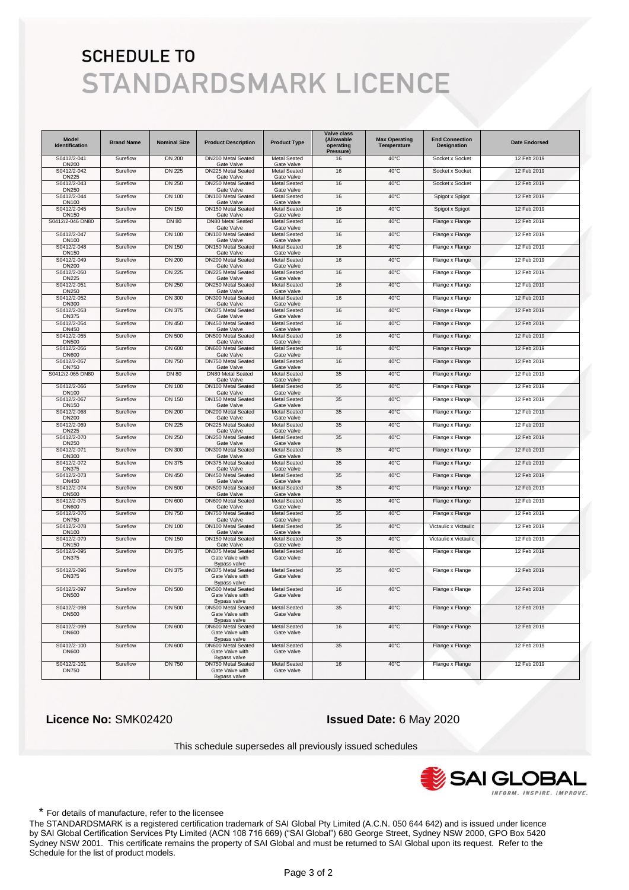# SCHEDULE TO
# STANDARDSMARK LICENCE

| Model Identification | Brand Name | Nominal Size | Product Description | Product Type | Valve class (Allowable operating Pressure) | Max Operating Temperature | End Connection Designation | Date Endorsed |
|---|---|---|---|---|---|---|---|---|
| S0412/2-041 DN200 | Sureflow | DN 200 | DN200 Metal Seated Gate Valve | Metal Seated Gate Valve | 16 | 40°C | Socket x Socket | 12 Feb 2019 |
| S0412/2-042 DN225 | Sureflow | DN 225 | DN225 Metal Seated Gate Valve | Metal Seated Gate Valve | 16 | 40°C | Socket x Socket | 12 Feb 2019 |
| S0412/2-043 DN250 | Sureflow | DN 250 | DN250 Metal Seated Gate Valve | Metal Seated Gate Valve | 16 | 40°C | Socket x Socket | 12 Feb 2019 |
| S0412/2-044 DN100 | Sureflow | DN 100 | DN100 Metal Seated Gate Valve | Metal Seated Gate Valve | 16 | 40°C | Spigot x Spigot | 12 Feb 2019 |
| S0412/2-045 DN150 | Sureflow | DN 150 | DN150 Metal Seated Gate Valve | Metal Seated Gate Valve | 16 | 40°C | Spigot x Spigot | 12 Feb 2019 |
| S0412/2-046 DN80 | Sureflow | DN 80 | DN80 Metal Seated Gate Valve | Metal Seated Gate Valve | 16 | 40°C | Flange x Flange | 12 Feb 2019 |
| S0412/2-047 DN100 | Sureflow | DN 100 | DN100 Metal Seated Gate Valve | Metal Seated Gate Valve | 16 | 40°C | Flange x Flange | 12 Feb 2019 |
| S0412/2-048 DN150 | Sureflow | DN 150 | DN150 Metal Seated Gate Valve | Metal Seated Gate Valve | 16 | 40°C | Flange x Flange | 12 Feb 2019 |
| S0412/2-049 DN200 | Sureflow | DN 200 | DN200 Metal Seated Gate Valve | Metal Seated Gate Valve | 16 | 40°C | Flange x Flange | 12 Feb 2019 |
| S0412/2-050 DN225 | Sureflow | DN 225 | DN225 Metal Seated Gate Valve | Metal Seated Gate Valve | 16 | 40°C | Flange x Flange | 12 Feb 2019 |
| S0412/2-051 DN250 | Sureflow | DN 250 | DN250 Metal Seated Gate Valve | Metal Seated Gate Valve | 16 | 40°C | Flange x Flange | 12 Feb 2019 |
| S0412/2-052 DN300 | Sureflow | DN 300 | DN300 Metal Seated Gate Valve | Metal Seated Gate Valve | 16 | 40°C | Flange x Flange | 12 Feb 2019 |
| S0412/2-053 DN375 | Sureflow | DN 375 | DN375 Metal Seated Gate Valve | Metal Seated Gate Valve | 16 | 40°C | Flange x Flange | 12 Feb 2019 |
| S0412/2-054 DN450 | Sureflow | DN 450 | DN450 Metal Seated Gate Valve | Metal Seated Gate Valve | 16 | 40°C | Flange x Flange | 12 Feb 2019 |
| S0412/2-055 DN500 | Sureflow | DN 500 | DN500 Metal Seated Gate Valve | Metal Seated Gate Valve | 16 | 40°C | Flange x Flange | 12 Feb 2019 |
| S0412/2-056 DN600 | Sureflow | DN 600 | DN600 Metal Seated Gate Valve | Metal Seated Gate Valve | 16 | 40°C | Flange x Flange | 12 Feb 2019 |
| S0412/2-057 DN750 | Sureflow | DN 750 | DN750 Metal Seated Gate Valve | Metal Seated Gate Valve | 16 | 40°C | Flange x Flange | 12 Feb 2019 |
| S0412/2-065 DN80 | Sureflow | DN 80 | DN80 Metal Seated Gate Valve | Metal Seated Gate Valve | 35 | 40°C | Flange x Flange | 12 Feb 2019 |
| S0412/2-066 DN100 | Sureflow | DN 100 | DN100 Metal Seated Gate Valve | Metal Seated Gate Valve | 35 | 40°C | Flange x Flange | 12 Feb 2019 |
| S0412/2-067 DN150 | Sureflow | DN 150 | DN150 Metal Seated Gate Valve | Metal Seated Gate Valve | 35 | 40°C | Flange x Flange | 12 Feb 2019 |
| S0412/2-068 DN200 | Sureflow | DN 200 | DN200 Metal Seated Gate Valve | Metal Seated Gate Valve | 35 | 40°C | Flange x Flange | 12 Feb 2019 |
| S0412/2-069 DN225 | Sureflow | DN 225 | DN225 Metal Seated Gate Valve | Metal Seated Gate Valve | 35 | 40°C | Flange x Flange | 12 Feb 2019 |
| S0412/2-070 DN250 | Sureflow | DN 250 | DN250 Metal Seated Gate Valve | Metal Seated Gate Valve | 35 | 40°C | Flange x Flange | 12 Feb 2019 |
| S0412/2-071 DN300 | Sureflow | DN 300 | DN300 Metal Seated Gate Valve | Metal Seated Gate Valve | 35 | 40°C | Flange x Flange | 12 Feb 2019 |
| S0412/2-072 DN375 | Sureflow | DN 375 | DN375 Metal Seated Gate Valve | Metal Seated Gate Valve | 35 | 40°C | Flange x Flange | 12 Feb 2019 |
| S0412/2-073 DN450 | Sureflow | DN 450 | DN450 Metal Seated Gate Valve | Metal Seated Gate Valve | 35 | 40°C | Flange x Flange | 12 Feb 2019 |
| S0412/2-074 DN500 | Sureflow | DN 500 | DN500 Metal Seated Gate Valve | Metal Seated Gate Valve | 35 | 40°C | Flange x Flange | 12 Feb 2019 |
| S0412/2-075 DN600 | Sureflow | DN 600 | DN600 Metal Seated Gate Valve | Metal Seated Gate Valve | 35 | 40°C | Flange x Flange | 12 Feb 2019 |
| S0412/2-076 DN750 | Sureflow | DN 750 | DN750 Metal Seated Gate Valve | Metal Seated Gate Valve | 35 | 40°C | Flange x Flange | 12 Feb 2019 |
| S0412/2-078 DN100 | Sureflow | DN 100 | DN100 Metal Seated Gate Valve | Metal Seated Gate Valve | 35 | 40°C | Victaulic x Victaulic | 12 Feb 2019 |
| S0412/2-079 DN150 | Sureflow | DN 150 | DN150 Metal Seated Gate Valve | Metal Seated Gate Valve | 35 | 40°C | Victaulic x Victaulic | 12 Feb 2019 |
| S0412/2-095 DN375 | Sureflow | DN 375 | DN375 Metal Seated Gate Valve with Bypass valve | Metal Seated Gate Valve | 16 | 40°C | Flange x Flange | 12 Feb 2019 |
| S0412/2-096 DN375 | Sureflow | DN 375 | DN375 Metal Seated Gate Valve with Bypass valve | Metal Seated Gate Valve | 35 | 40°C | Flange x Flange | 12 Feb 2019 |
| S0412/2-097 DN500 | Sureflow | DN 500 | DN500 Metal Seated Gate Valve with Bypass valve | Metal Seated Gate Valve | 16 | 40°C | Flange x Flange | 12 Feb 2019 |
| S0412/2-098 DN500 | Sureflow | DN 500 | DN500 Metal Seated Gate Valve with Bypass valve | Metal Seated Gate Valve | 35 | 40°C | Flange x Flange | 12 Feb 2019 |
| S0412/2-099 DN600 | Sureflow | DN 600 | DN600 Metal Seated Gate Valve with Bypass valve | Metal Seated Gate Valve | 16 | 40°C | Flange x Flange | 12 Feb 2019 |
| S0412/2-100 DN600 | Sureflow | DN 600 | DN600 Metal Seated Gate Valve with Bypass valve | Metal Seated Gate Valve | 35 | 40°C | Flange x Flange | 12 Feb 2019 |
| S0412/2-101 DN750 | Sureflow | DN 750 | DN750 Metal Seated Gate Valve with Bypass valve | Metal Seated Gate Valve | 16 | 40°C | Flange x Flange | 12 Feb 2019 |

**Licence No:** SMK02420 **Issued Date:** 6 May 2020

This schedule supersedes all previously issued schedules

SAI GLOBAL
INFORM. INSPIRE. IMPROVE.

\* For details of manufacture, refer to the licensee

The STANDARDSMARK is a registered certification trademark of SAI Global Pty Limited (A.C.N. 050 644 642) and is issued under licence by SAI Global Certification Services Pty Limited (ACN 108 716 669) ("SAI Global") 680 George Street, Sydney NSW 2000, GPO Box 5420 Sydney NSW 2001. This certificate remains the property of SAI Global and must be returned to SAI Global upon its request. Refer to the Schedule for the list of product models.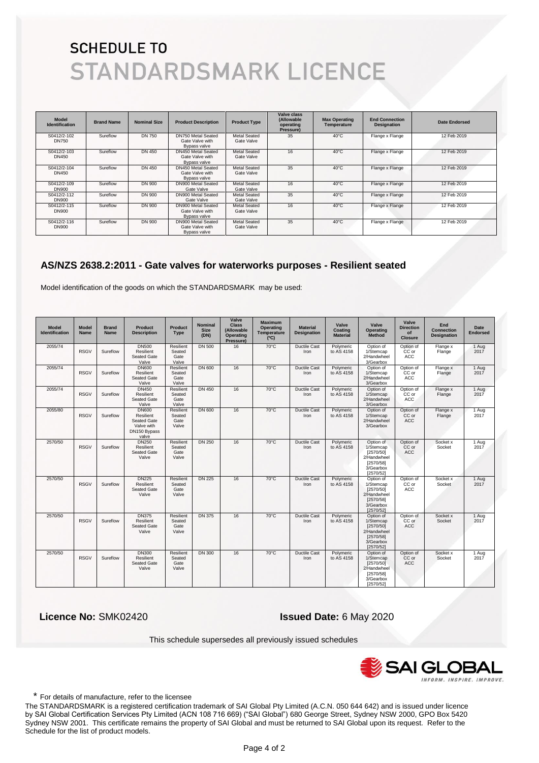# SCHEDULE TO
# STANDARDSMARK LICENCE

| Model Identification | Brand Name | Nominal Size | Product Description | Product Type | Valve class (Allowable operating Pressure) | Max Operating Temperature | End Connection Designation | Date Endorsed |
|---|---|---|---|---|---|---|---|---|
| S0412/2-102 DN750 | Sureflow | DN 750 | DN750 Metal Seated Gate Valve with Bypass valve | Metal Seated Gate Valve | 35 | 40°C | Flange x Flange | 12 Feb 2019 |
| S0412/2-103 DN450 | Sureflow | DN 450 | DN450 Metal Seated Gate Valve with Bypass valve | Metal Seated Gate Valve | 16 | 40°C | Flange x Flange | 12 Feb 2019 |
| S0412/2-104 DN450 | Sureflow | DN 450 | DN450 Metal Seated Gate Valve with Bypass valve | Metal Seated Gate Valve | 35 | 40°C | Flange x Flange | 12 Feb 2019 |
| S0412/2-109 DN900 | Sureflow | DN 900 | DN900 Metal Seated Gate Valve | Metal Seated Gate Valve | 16 | 40°C | Flange x Flange | 12 Feb 2019 |
| S0412/2-112 DN900 | Sureflow | DN 900 | DN900 Metal Seated Gate Valve | Metal Seated Gate Valve | 35 | 40°C | Flange x Flange | 12 Feb 2019 |
| S0412/2-115 DN900 | Sureflow | DN 900 | DN900 Metal Seated Gate Valve with Bypass valve | Metal Seated Gate Valve | 16 | 40°C | Flange x Flange | 12 Feb 2019 |
| S0412/2-116 DN900 | Sureflow | DN 900 | DN900 Metal Seated Gate Valve with Bypass valve | Metal Seated Gate Valve | 35 | 40°C | Flange x Flange | 12 Feb 2019 |

## AS/NZS 2638.2:2011 - Gate valves for waterworks purposes - Resilient seated

Model identification of the goods on which the STANDARDSMARK may be used:

| Model Identification | Model Name | Brand Name | Product Description | Product Type | Nominal Size (DN) | Valve Class (Allowable Operating Pressure) | Maximum Operating Temperature (°C) | Material Designation | Valve Coating Material | Valve Operating Method | Valve Direction of Closure | End Connection Designation | Date Endorsed |
|---|---|---|---|---|---|---|---|---|---|---|---|---|---|
| 2055/74 | RSGV | Sureflow | DN500 Resilient Seated Gate Valve | Resilient Seated Gate Valve | DN 500 | 16 | 70°C | Ductile Cast Iron | Polymeric to AS 4158 | Option of 1/Stemcap 2/Handwheel 3/Gearbox | Option of CC or ACC | Flange x Flange | 1 Aug 2017 |
| 2055/74 | RSGV | Sureflow | DN600 Resilient Seated Gate Valve | Resilient Seated Gate Valve | DN 600 | 16 | 70°C | Ductile Cast Iron | Polymeric to AS 4158 | Option of 1/Stemcap 2/Handwheel 3/Gearbox | Option of CC or ACC | Flange x Flange | 1 Aug 2017 |
| 2055/74 | RSGV | Sureflow | DN450 Resilient Seated Gate Valve | Resilient Seated Gate Valve | DN 450 | 16 | 70°C | Ductile Cast Iron | Polymeric to AS 4158 | Option of 1/Stemcap 2/Handwheel 3/Gearbox | Option of CC or ACC | Flange x Flange | 1 Aug 2017 |
| 2055/80 | RSGV | Sureflow | DN600 Resilient Seated Gate Valve with DN150 Bypass valve | Resilient Seated Gate Valve | DN 600 | 16 | 70°C | Ductile Cast Iron | Polymeric to AS 4158 | Option of 1/Stemcap 2/Handwheel 3/Gearbox | Option of CC or ACC | Flange x Flange | 1 Aug 2017 |
| 2570/50 | RSGV | Sureflow | DN250 Resilient Seated Gate Valve | Resilient Seated Gate Valve | DN 250 | 16 | 70°C | Ductile Cast Iron | Polymeric to AS 4158 | Option of 1/Stemcap [2570/50] 2/Handwheel [2570/58] 3/Gearbox [2570/52] | Option of CC or ACC | Socket x Socket | 1 Aug 2017 |
| 2570/50 | RSGV | Sureflow | DN225 Resilient Seated Gate Valve | Resilient Seated Gate Valve | DN 225 | 16 | 70°C | Ductile Cast Iron | Polymeric to AS 4158 | Option of 1/Stemcap [2570/50] 2/Handwheel [2570/58] 3/Gearbox [2570/52] | Option of CC or ACC | Socket x Socket | 1 Aug 2017 |
| 2570/50 | RSGV | Sureflow | DN375 Resilient Seated Gate Valve | Resilient Seated Gate Valve | DN 375 | 16 | 70°C | Ductile Cast Iron | Polymeric to AS 4158 | Option of 1/Stemcap [2570/50] 2/Handwheel [2570/58] 3/Gearbox [2570/52] | Option of CC or ACC | Socket x Socket | 1 Aug 2017 |
| 2570/50 | RSGV | Sureflow | DN300 Resilient Seated Gate Valve | Resilient Seated Gate Valve | DN 300 | 16 | 70°C | Ductile Cast Iron | Polymeric to AS 4158 | Option of 1/Stemcap [2570/50] 2/Handwheel [2570/58] 3/Gearbox [2570/52] | Option of CC or ACC | Socket x Socket | 1 Aug 2017 |

**Licence No:** SMK02420 **Issued Date:** 6 May 2020

This schedule supersedes all previously issued schedules

SAI GLOBAL
INFORM. INSPIRE. IMPROVE.

* For details of manufacture, refer to the licensee

The STANDARDSMARK is a registered certification trademark of SAI Global Pty Limited (A.C.N. 050 644 642) and is issued under licence by SAI Global Certification Services Pty Limited (ACN 108 716 669) ("SAI Global") 680 George Street, Sydney NSW 2000, GPO Box 5420 Sydney NSW 2001. This certificate remains the property of SAI Global and must be returned to SAI Global upon its request. Refer to the Schedule for the list of product models.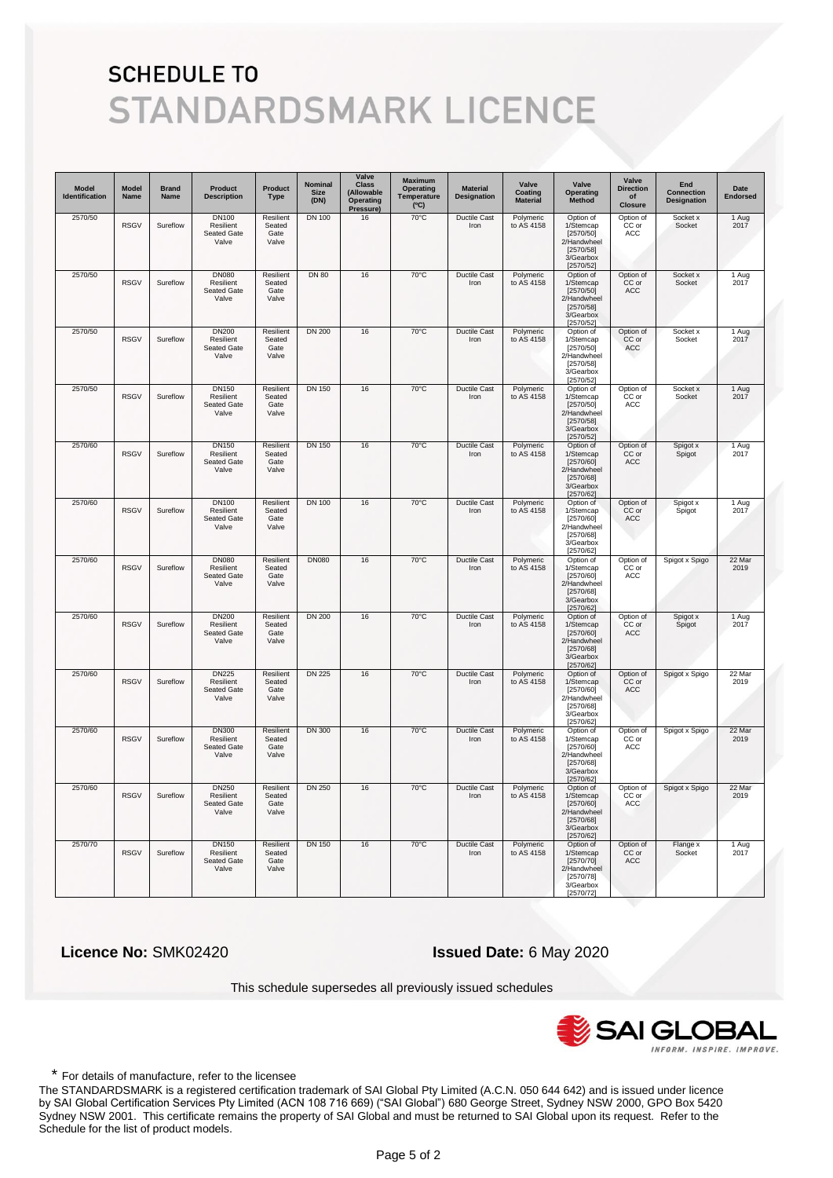# SCHEDULE TO
# STANDARDSMARK LICENCE

| Model Identification | Model Name | Brand Name | Product Description | Product Type | Nominal Size (DN) | Valve Class (Allowable Operating Pressure) | Maximum Operating Temperature (°C) | Material Designation | Valve Coating Material | Valve Operating Method | Valve Direction of Closure | End Connection Designation | Date Endorsed |
|---|---|---|---|---|---|---|---|---|---|---|---|---|---|
| 2570/50 | RSGV | Sureflow | DN100 Resilient Seated Gate Valve | Resilient Seated Gate Valve | DN 100 | 16 | 70°C | Ductile Cast Iron | Polymeric to AS 4158 | Option of 1/Stemcap [2570/50] 2/Handwheel [2570/58] 3/Gearbox [2570/52] | Option of CC or ACC | Socket x Socket | 1 Aug 2017 |
| 2570/50 | RSGV | Sureflow | DN080 Resilient Seated Gate Valve | Resilient Seated Gate Valve | DN 80 | 16 | 70°C | Ductile Cast Iron | Polymeric to AS 4158 | Option of 1/Stemcap [2570/50] 2/Handwheel [2570/58] 3/Gearbox [2570/52] | Option of CC or ACC | Socket x Socket | 1 Aug 2017 |
| 2570/50 | RSGV | Sureflow | DN200 Resilient Seated Gate Valve | Resilient Seated Gate Valve | DN 200 | 16 | 70°C | Ductile Cast Iron | Polymeric to AS 4158 | Option of 1/Stemcap [2570/50] 2/Handwheel [2570/58] 3/Gearbox [2570/52] | Option of CC or ACC | Socket x Socket | 1 Aug 2017 |
| 2570/50 | RSGV | Sureflow | DN150 Resilient Seated Gate Valve | Resilient Seated Gate Valve | DN 150 | 16 | 70°C | Ductile Cast Iron | Polymeric to AS 4158 | Option of 1/Stemcap [2570/50] 2/Handwheel [2570/58] 3/Gearbox [2570/52] | Option of CC or ACC | Socket x Socket | 1 Aug 2017 |
| 2570/60 | RSGV | Sureflow | DN150 Resilient Seated Gate Valve | Resilient Seated Gate Valve | DN 150 | 16 | 70°C | Ductile Cast Iron | Polymeric to AS 4158 | Option of 1/Stemcap [2570/60] 2/Handwheel [2570/68] 3/Gearbox [2570/62] | Option of CC or ACC | Spigot x Spigot | 1 Aug 2017 |
| 2570/60 | RSGV | Sureflow | DN100 Resilient Seated Gate Valve | Resilient Seated Gate Valve | DN 100 | 16 | 70°C | Ductile Cast Iron | Polymeric to AS 4158 | Option of 1/Stemcap [2570/60] 2/Handwheel [2570/68] 3/Gearbox [2570/62] | Option of CC or ACC | Spigot x Spigot | 1 Aug 2017 |
| 2570/60 | RSGV | Sureflow | DN080 Resilient Seated Gate Valve | Resilient Seated Gate Valve | DN080 | 16 | 70°C | Ductile Cast Iron | Polymeric to AS 4158 | Option of 1/Stemcap [2570/60] 2/Handwheel [2570/68] 3/Gearbox [2570/62] | Option of CC or ACC | Spigot x Spigo | 22 Mar 2019 |
| 2570/60 | RSGV | Sureflow | DN200 Resilient Seated Gate Valve | Resilient Seated Gate Valve | DN 200 | 16 | 70°C | Ductile Cast Iron | Polymeric to AS 4158 | Option of 1/Stemcap [2570/60] 2/Handwheel [2570/68] 3/Gearbox [2570/62] | Option of CC or ACC | Spigot x Spigot | 1 Aug 2017 |
| 2570/60 | RSGV | Sureflow | DN225 Resilient Seated Gate Valve | Resilient Seated Gate Valve | DN 225 | 16 | 70°C | Ductile Cast Iron | Polymeric to AS 4158 | Option of 1/Stemcap [2570/60] 2/Handwheel [2570/68] 3/Gearbox [2570/62] | Option of CC or ACC | Spigot x Spigo | 22 Mar 2019 |
| 2570/60 | RSGV | Sureflow | DN300 Resilient Seated Gate Valve | Resilient Seated Gate Valve | DN 300 | 16 | 70°C | Ductile Cast Iron | Polymeric to AS 4158 | Option of 1/Stemcap [2570/60] 2/Handwheel [2570/68] 3/Gearbox [2570/62] | Option of CC or ACC | Spigot x Spigo | 22 Mar 2019 |
| 2570/60 | RSGV | Sureflow | DN250 Resilient Seated Gate Valve | Resilient Seated Gate Valve | DN 250 | 16 | 70°C | Ductile Cast Iron | Polymeric to AS 4158 | Option of 1/Stemcap [2570/60] 2/Handwheel [2570/68] 3/Gearbox [2570/62] | Option of CC or ACC | Spigot x Spigo | 22 Mar 2019 |
| 2570/70 | RSGV | Sureflow | DN150 Resilient Seated Gate Valve | Resilient Seated Gate Valve | DN 150 | 16 | 70°C | Ductile Cast Iron | Polymeric to AS 4158 | Option of 1/Stemcap [2570/70] 2/Handwheel [2570/78] 3/Gearbox [2570/72] | Option of CC or ACC | Flange x Socket | 1 Aug 2017 |

**Licence No:** SMK02420 **Issued Date:** 6 May 2020

This schedule supersedes all previously issued schedules

SAI GLOBAL
INFORM. INSPIRE. IMPROVE.

\* For details of manufacture, refer to the licensee

The STANDARDSMARK is a registered certification trademark of SAI Global Pty Limited (A.C.N. 050 644 642) and is issued under licence by SAI Global Certification Services Pty Limited (ACN 108 716 669) ("SAI Global") 680 George Street, Sydney NSW 2000, GPO Box 5420 Sydney NSW 2001. This certificate remains the property of SAI Global and must be returned to SAI Global upon its request. Refer to the Schedule for the list of product models.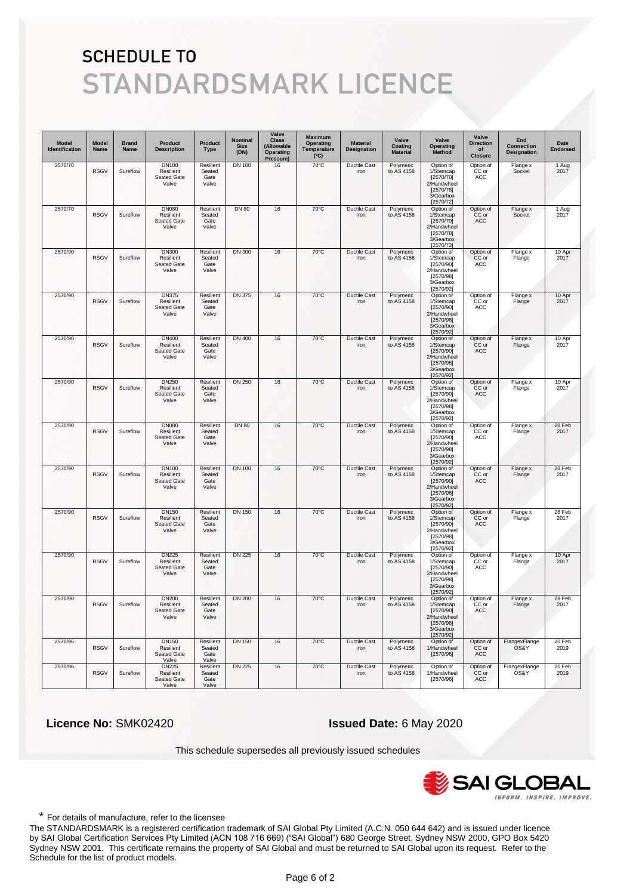# SCHEDULE TO
# STANDARDSMARK LICENCE

| Model Identification | Model Name | Brand Name | Product Description | Product Type | Nominal Size (DN) | Valve Class (Allowable Operating Pressure) | Maximum Operating Temperature (°C) | Material Designation | Valve Coating Material | Valve Operating Method | Valve Direction of Closure | End Connection Designation | Date Endorsed |
|---|---|---|---|---|---|---|---|---|---|---|---|---|---|
| 2570/70 | RSGV | Sureflow | DN100 Resilient Seated Gate Valve | Resilient Seated Gate Valve | DN 100 | 16 | 70°C | Ductile Cast Iron | Polymeric to AS 4158 | Option of 1/Stemcap [2570/70] 2/Handwheel [2570/78] 3/Gearbox [2570/72] | Option of CC or ACC | Flange x Socket | 1 Aug 2017 |
| 2570/70 | RSGV | Sureflow | DN080 Resilient Seated Gate Valve | Resilient Seated Gate Valve | DN 80 | 16 | 70°C | Ductile Cast Iron | Polymeric to AS 4158 | Option of 1/Stemcap [2570/70] 2/Handwheel [2570/78] 3/Gearbox [2570/72] | Option of CC or ACC | Flange x Socket | 1 Aug 2017 |
| 2570/90 | RSGV | Sureflow | DN300 Resilient Seated Gate Valve | Resilient Seated Gate Valve | DN 300 | 16 | 70°C | Ductile Cast Iron | Polymeric to AS 4158 | Option of 1/Stemcap [2570/90] 2/Handwheel [2570/98] 3/Gearbox [2570/92] | Option of CC or ACC | Flange x Flange | 10 Apr 2017 |
| 2570/90 | RSGV | Sureflow | DN375 Resilient Seated Gate Valve | Resilient Seated Gate Valve | DN 375 | 16 | 70°C | Ductile Cast Iron | Polymeric to AS 4158 | Option of 1/Stemcap [2570/90] 2/Handwheel [2570/98] 3/Gearbox [2570/92] | Option of CC or ACC | Flange x Flange | 10 Apr 2017 |
| 2570/90 | RSGV | Sureflow | DN400 Resilient Seated Gate Valve | Resilient Seated Gate Valve | DN 400 | 16 | 70°C | Ductile Cast Iron | Polymeric to AS 4158 | Option of 1/Stemcap [2570/90] 2/Handwheel [2570/98] 3/Gearbox [2570/92] | Option of CC or ACC | Flange x Flange | 10 Apr 2017 |
| 2570/90 | RSGV | Sureflow | DN250 Resilient Seated Gate Valve | Resilient Seated Gate Valve | DN 250 | 16 | 70°C | Ductile Cast Iron | Polymeric to AS 4158 | Option of 1/Stemcap [2570/90] 2/Handwheel [2570/98] 3/Gearbox [2570/92] | Option of CC or ACC | Flange x Flange | 10 Apr 2017 |
| 2570/90 | RSGV | Sureflow | DN080 Resilient Seated Gate Valve | Resilient Seated Gate Valve | DN 80 | 16 | 70°C | Ductile Cast Iron | Polymeric to AS 4158 | Option of 1/Stemcap [2570/90] 2/Handwheel [2570/98] 3/Gearbox [2570/92] | Option of CC or ACC | Flange x Flange | 28 Feb 2017 |
| 2570/90 | RSGV | Sureflow | DN100 Resilient Seated Gate Valve | Resilient Seated Gate Valve | DN 100 | 16 | 70°C | Ductile Cast Iron | Polymeric to AS 4158 | Option of 1/Stemcap [2570/90] 2/Handwheel [2570/98] 3/Gearbox [2570/92] | Option of CC or ACC | Flange x Flange | 28 Feb 2017 |
| 2570/90 | RSGV | Sureflow | DN150 Resilient Seated Gate Valve | Resilient Seated Gate Valve | DN 150 | 16 | 70°C | Ductile Cast Iron | Polymeric to AS 4158 | Option of 1/Stemcap [2570/90] 2/Handwheel [2570/98] 3/Gearbox [2570/92] | Option of CC or ACC | Flange x Flange | 28 Feb 2017 |
| 2570/90 | RSGV | Sureflow | DN225 Resilient Seated Gate Valve | Resilient Seated Gate Valve | DN 225 | 16 | 70°C | Ductile Cast Iron | Polymeric to AS 4158 | Option of 1/Stemcap [2570/90] 2/Handwheel [2570/98] 3/Gearbox [2570/92] | Option of CC or ACC | Flange x Flange | 10 Apr 2017 |
| 2570/90 | RSGV | Sureflow | DN200 Resilient Seated Gate Valve | Resilient Seated Gate Valve | DN 200 | 16 | 70°C | Ductile Cast Iron | Polymeric to AS 4158 | Option of 1/Stemcap [2570/90] 2/Handwheel [2570/98] 3/Gearbox [2570/92] | Option of CC or ACC | Flange x Flange | 28 Feb 2017 |
| 2570/96 | RSGV | Sureflow | DN150 Resilient Seated Gate Valve | Resilient Seated Gate Valve | DN 150 | 16 | 70°C | Ductile Cast Iron | Polymeric to AS 4158 | Option of 1/Handwheel [2570/96] | Option of CC or ACC | FlangexFlange OS&Y | 20 Feb 2019 |
| 2570/96 | RSGV | Sureflow | DN225 Resilient Seated Gate Valve | Resilient Seated Gate Valve | DN 225 | 16 | 70°C | Ductile Cast Iron | Polymeric to AS 4158 | Option of 1/Handwheel [2570/96] | Option of CC or ACC | FlangexFlange OS&Y | 20 Feb 2019 |

**Licence No:** SMK02420 **Issued Date:** 6 May 2020

This schedule supersedes all previously issued schedules

SAI GLOBAL
INFORM. INSPIRE. IMPROVE.

* For details of manufacture, refer to the licensee

The STANDARDSMARK is a registered certification trademark of SAI Global Pty Limited (A.C.N. 050 644 642) and is issued under licence by SAI Global Certification Services Pty Limited (ACN 108 716 669) ("SAI Global") 680 George Street, Sydney NSW 2000, GPO Box 5420 Sydney NSW 2001. This certificate remains the property of SAI Global and must be returned to SAI Global upon its request. Refer to the Schedule for the list of product models.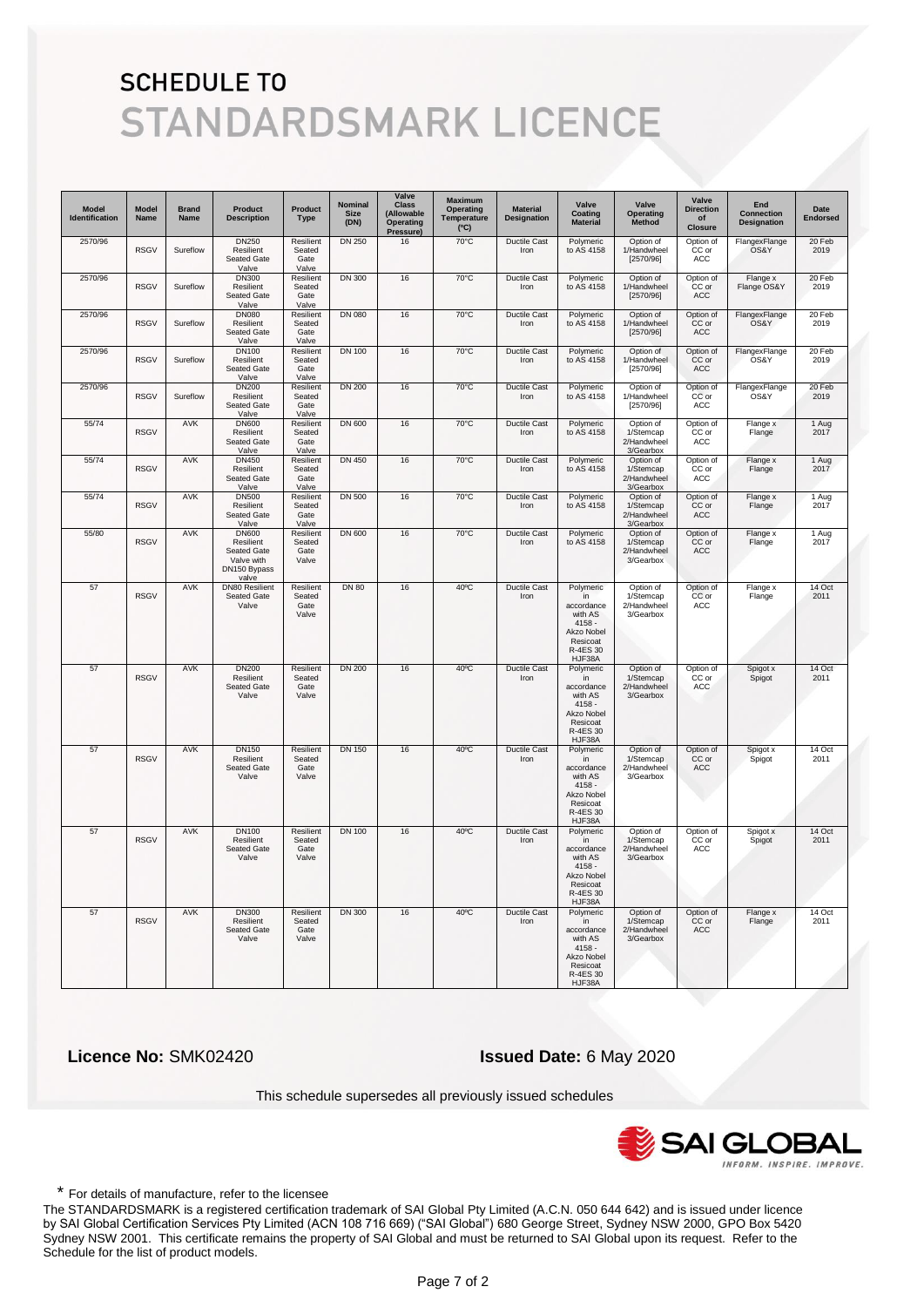# SCHEDULE TO STANDARDSMARK LICENCE

| Model Identification | Model Name | Brand Name | Product Description | Product Type | Nominal Size (DN) | Valve Class (Allowable Operating Pressure) | Maximum Operating Temperature (°C) | Material Designation | Valve Coating Material | Valve Operating Method | Valve Direction of Closure | End Connection Designation | Date Endorsed |
|---|---|---|---|---|---|---|---|---|---|---|---|---|---|
| 2570/96 | RSGV | Sureflow | DN250 Resilient Seated Gate Valve | Resilient Seated Gate Valve | DN 250 | 16 | 70°C | Ductile Cast Iron | Polymeric to AS 4158 | Option of 1/Handwheel [2570/96] | Option of CC or ACC | FlangexFlange OS&Y | 20 Feb 2019 |
| 2570/96 | RSGV | Sureflow | DN300 Resilient Seated Gate Valve | Resilient Seated Gate Valve | DN 300 | 16 | 70°C | Ductile Cast Iron | Polymeric to AS 4158 | Option of 1/Handwheel [2570/96] | Option of CC or ACC | Flange x Flange OS&Y | 20 Feb 2019 |
| 2570/96 | RSGV | Sureflow | DN080 Resilient Seated Gate Valve | Resilient Seated Gate Valve | DN 080 | 16 | 70°C | Ductile Cast Iron | Polymeric to AS 4158 | Option of 1/Handwheel [2570/96] | Option of CC or ACC | FlangexFlange OS&Y | 20 Feb 2019 |
| 2570/96 | RSGV | Sureflow | DN100 Resilient Seated Gate Valve | Resilient Seated Gate Valve | DN 100 | 16 | 70°C | Ductile Cast Iron | Polymeric to AS 4158 | Option of 1/Handwheel [2570/96] | Option of CC or ACC | FlangexFlange OS&Y | 20 Feb 2019 |
| 2570/96 | RSGV | Sureflow | DN200 Resilient Seated Gate Valve | Resilient Seated Gate Valve | DN 200 | 16 | 70°C | Ductile Cast Iron | Polymeric to AS 4158 | Option of 1/Handwheel [2570/96] | Option of CC or ACC | FlangexFlange OS&Y | 20 Feb 2019 |
| 55/74 | RSGV | AVK | DN600 Resilient Seated Gate Valve | Resilient Seated Gate Valve | DN 600 | 16 | 70°C | Ductile Cast Iron | Polymeric to AS 4158 | Option of 1/Stemcap 2/Handwheel 3/Gearbox | Option of CC or ACC | Flange x Flange | 1 Aug 2017 |
| 55/74 | RSGV | AVK | DN450 Resilient Seated Gate Valve | Resilient Seated Gate Valve | DN 450 | 16 | 70°C | Ductile Cast Iron | Polymeric to AS 4158 | Option of 1/Stemcap 2/Handwheel 3/Gearbox | Option of CC or ACC | Flange x Flange | 1 Aug 2017 |
| 55/74 | RSGV | AVK | DN500 Resilient Seated Gate Valve | Resilient Seated Gate Valve | DN 500 | 16 | 70°C | Ductile Cast Iron | Polymeric to AS 4158 | Option of 1/Stemcap 2/Handwheel 3/Gearbox | Option of CC or ACC | Flange x Flange | 1 Aug 2017 |
| 55/80 | RSGV | AVK | DN600 Resilient Seated Gate Valve with DN150 Bypass valve | Resilient Seated Gate Valve | DN 600 | 16 | 70°C | Ductile Cast Iron | Polymeric to AS 4158 | Option of 1/Stemcap 2/Handwheel 3/Gearbox | Option of CC or ACC | Flange x Flange | 1 Aug 2017 |
| 57 | RSGV | AVK | DN80 Resilient Seated Gate Valve | Resilient Seated Gate Valve | DN 80 | 16 | 40ºC | Ductile Cast Iron | Polymeric in accordance with AS 4158 - Akzo Nobel Resicoat R-4ES 30 HJF38A | Option of 1/Stemcap 2/Handwheel 3/Gearbox | Option of CC or ACC | Flange x Flange | 14 Oct 2011 |
| 57 | RSGV | AVK | DN200 Resilient Seated Gate Valve | Resilient Seated Gate Valve | DN 200 | 16 | 40ºC | Ductile Cast Iron | Polymeric in accordance with AS 4158 - Akzo Nobel Resicoat R-4ES 30 HJF38A | Option of 1/Stemcap 2/Handwheel 3/Gearbox | Option of CC or ACC | Spigot x Spigot | 14 Oct 2011 |
| 57 | RSGV | AVK | DN150 Resilient Seated Gate Valve | Resilient Seated Gate Valve | DN 150 | 16 | 40ºC | Ductile Cast Iron | Polymeric in accordance with AS 4158 - Akzo Nobel Resicoat R-4ES 30 HJF38A | Option of 1/Stemcap 2/Handwheel 3/Gearbox | Option of CC or ACC | Spigot x Spigot | 14 Oct 2011 |
| 57 | RSGV | AVK | DN100 Resilient Seated Gate Valve | Resilient Seated Gate Valve | DN 100 | 16 | 40ºC | Ductile Cast Iron | Polymeric in accordance with AS 4158 - Akzo Nobel Resicoat R-4ES 30 HJF38A | Option of 1/Stemcap 2/Handwheel 3/Gearbox | Option of CC or ACC | Spigot x Spigot | 14 Oct 2011 |
| 57 | RSGV | AVK | DN300 Resilient Seated Gate Valve | Resilient Seated Gate Valve | DN 300 | 16 | 40ºC | Ductile Cast Iron | Polymeric in accordance with AS 4158 - Akzo Nobel Resicoat R-4ES 30 HJF38A | Option of 1/Stemcap 2/Handwheel 3/Gearbox | Option of CC or ACC | Flange x Flange | 14 Oct 2011 |

**Licence No:** SMK02420 **Issued Date:** 6 May 2020

This schedule supersedes all previously issued schedules

SAI GLOBAL
INFORM. INSPIRE. IMPROVE.

\* For details of manufacture, refer to the licensee

The STANDARDSMARK is a registered certification trademark of SAI Global Pty Limited (A.C.N. 050 644 642) and is issued under licence by SAI Global Certification Services Pty Limited (ACN 108 716 669) ("SAI Global") 680 George Street, Sydney NSW 2000, GPO Box 5420 Sydney NSW 2001. This certificate remains the property of SAI Global and must be returned to SAI Global upon its request. Refer to the Schedule for the list of product models.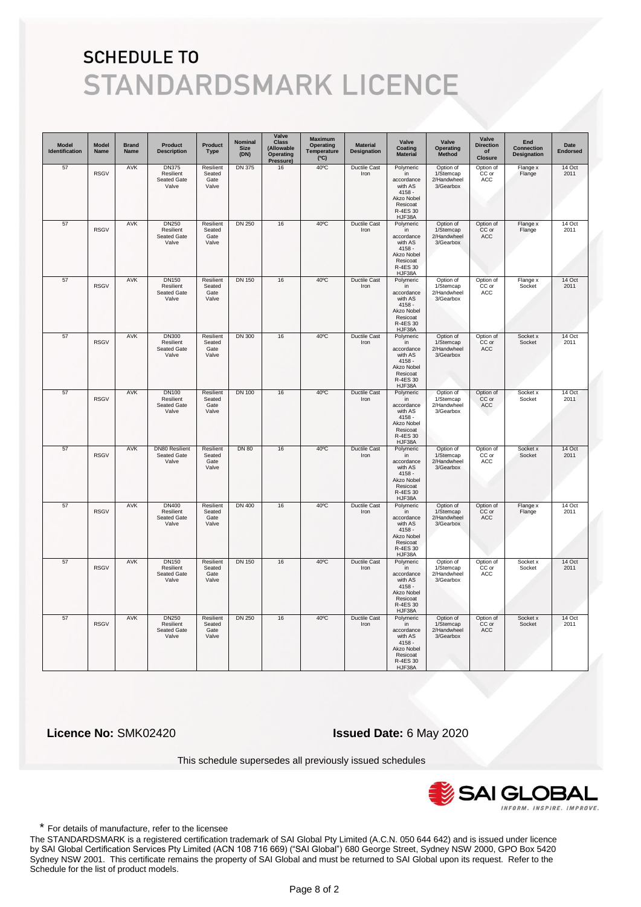# SCHEDULE TO
# STANDARDSMARK LICENCE

| Model Identification | Model Name | Brand Name | Product Description | Product Type | Nominal Size (DN) | Valve Class (Allowable Operating Pressure) | Maximum Operating Temperature (°C) | Material Designation | Valve Coating Material | Valve Operating Method | Valve Direction of Closure | End Connection Designation | Date Endorsed |
|---|---|---|---|---|---|---|---|---|---|---|---|---|---|
| 57 | RSGV | AVK | DN375 Resilient Seated Gate Valve | Resilient Seated Gate Valve | DN 375 | 16 | 40ºC | Ductile Cast Iron | Polymeric in accordance with AS 4158 - Akzo Nobel Resicoat R-4ES 30 HJF38A | Option of 1/Stemcap 2/Handwheel 3/Gearbox | Option of CC or ACC | Flange x Flange | 14 Oct 2011 |
| 57 | RSGV | AVK | DN250 Resilient Seated Gate Valve | Resilient Seated Gate Valve | DN 250 | 16 | 40ºC | Ductile Cast Iron | Polymeric in accordance with AS 4158 - Akzo Nobel Resicoat R-4ES 30 HJF38A | Option of 1/Stemcap 2/Handwheel 3/Gearbox | Option of CC or ACC | Flange x Flange | 14 Oct 2011 |
| 57 | RSGV | AVK | DN150 Resilient Seated Gate Valve | Resilient Seated Gate Valve | DN 150 | 16 | 40ºC | Ductile Cast Iron | Polymeric in accordance with AS 4158 - Akzo Nobel Resicoat R-4ES 30 HJF38A | Option of 1/Stemcap 2/Handwheel 3/Gearbox | Option of CC or ACC | Flange x Socket | 14 Oct 2011 |
| 57 | RSGV | AVK | DN300 Resilient Seated Gate Valve | Resilient Seated Gate Valve | DN 300 | 16 | 40ºC | Ductile Cast Iron | Polymeric in accordance with AS 4158 - Akzo Nobel Resicoat R-4ES 30 HJF38A | Option of 1/Stemcap 2/Handwheel 3/Gearbox | Option of CC or ACC | Socket x Socket | 14 Oct 2011 |
| 57 | RSGV | AVK | DN100 Resilient Seated Gate Valve | Resilient Seated Gate Valve | DN 100 | 16 | 40ºC | Ductile Cast Iron | Polymeric in accordance with AS 4158 - Akzo Nobel Resicoat R-4ES 30 HJF38A | Option of 1/Stemcap 2/Handwheel 3/Gearbox | Option of CC or ACC | Socket x Socket | 14 Oct 2011 |
| 57 | RSGV | AVK | DN80 Resilient Seated Gate Valve | Resilient Seated Gate Valve | DN 80 | 16 | 40ºC | Ductile Cast Iron | Polymeric in accordance with AS 4158 - Akzo Nobel Resicoat R-4ES 30 HJF38A | Option of 1/Stemcap 2/Handwheel 3/Gearbox | Option of CC or ACC | Socket x Socket | 14 Oct 2011 |
| 57 | RSGV | AVK | DN400 Resilient Seated Gate Valve | Resilient Seated Gate Valve | DN 400 | 16 | 40ºC | Ductile Cast Iron | Polymeric in accordance with AS 4158 - Akzo Nobel Resicoat R-4ES 30 HJF38A | Option of 1/Stemcap 2/Handwheel 3/Gearbox | Option of CC or ACC | Flange x Flange | 14 Oct 2011 |
| 57 | RSGV | AVK | DN150 Resilient Seated Gate Valve | Resilient Seated Gate Valve | DN 150 | 16 | 40ºC | Ductile Cast Iron | Polymeric in accordance with AS 4158 - Akzo Nobel Resicoat R-4ES 30 HJF38A | Option of 1/Stemcap 2/Handwheel 3/Gearbox | Option of CC or ACC | Socket x Socket | 14 Oct 2011 |
| 57 | RSGV | AVK | DN250 Resilient Seated Gate Valve | Resilient Seated Gate Valve | DN 250 | 16 | 40ºC | Ductile Cast Iron | Polymeric in accordance with AS 4158 - Akzo Nobel Resicoat R-4ES 30 HJF38A | Option of 1/Stemcap 2/Handwheel 3/Gearbox | Option of CC or ACC | Socket x Socket | 14 Oct 2011 |

**Licence No:** SMK02420 **Issued Date:** 6 May 2020

This schedule supersedes all previously issued schedules

SAI GLOBAL
INFORM. INSPIRE. IMPROVE.

* For details of manufacture, refer to the licensee

The STANDARDSMARK is a registered certification trademark of SAI Global Pty Limited (A.C.N. 050 644 642) and is issued under licence by SAI Global Certification Services Pty Limited (ACN 108 716 669) ("SAI Global") 680 George Street, Sydney NSW 2000, GPO Box 5420 Sydney NSW 2001. This certificate remains the property of SAI Global and must be returned to SAI Global upon its request. Refer to the Schedule for the list of product models.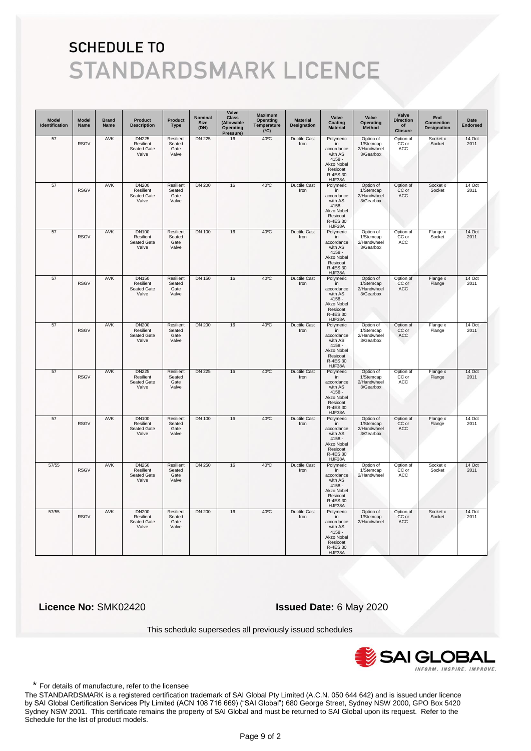# SCHEDULE TO
# STANDARDSMARK LICENCE

| Model Identification | Model Name | Brand Name | Product Description | Product Type | Nominal Size (DN) | Valve Class (Allowable Operating Pressure) | Maximum Operating Temperature (°C) | Material Designation | Valve Coating Material | Valve Operating Method | Valve Direction of Closure | End Connection Designation | Date Endorsed |
|---|---|---|---|---|---|---|---|---|---|---|---|---|---|
| 57 | RSGV | AVK | DN225 Resilient Seated Gate Valve | Resilient Seated Gate Valve | DN 225 | 16 | 40ºC | Ductile Cast Iron | Polymeric in accordance with AS 4158 - Akzo Nobel Resicoat R-4ES 30 HJF38A | Option of 1/Stemcap 2/Handwheel 3/Gearbox | Option of CC or ACC | Socket x Socket | 14 Oct 2011 |
| 57 | RSGV | AVK | DN200 Resilient Seated Gate Valve | Resilient Seated Gate Valve | DN 200 | 16 | 40ºC | Ductile Cast Iron | Polymeric in accordance with AS 4158 - Akzo Nobel Resicoat R-4ES 30 HJF38A | Option of 1/Stemcap 2/Handwheel 3/Gearbox | Option of CC or ACC | Socket x Socket | 14 Oct 2011 |
| 57 | RSGV | AVK | DN100 Resilient Seated Gate Valve | Resilient Seated Gate Valve | DN 100 | 16 | 40ºC | Ductile Cast Iron | Polymeric in accordance with AS 4158 - Akzo Nobel Resicoat R-4ES 30 HJF38A | Option of 1/Stemcap 2/Handwheel 3/Gearbox | Option of CC or ACC | Flange x Socket | 14 Oct 2011 |
| 57 | RSGV | AVK | DN150 Resilient Seated Gate Valve | Resilient Seated Gate Valve | DN 150 | 16 | 40ºC | Ductile Cast Iron | Polymeric in accordance with AS 4158 - Akzo Nobel Resicoat R-4ES 30 HJF38A | Option of 1/Stemcap 2/Handwheel 3/Gearbox | Option of CC or ACC | Flange x Flange | 14 Oct 2011 |
| 57 | RSGV | AVK | DN200 Resilient Seated Gate Valve | Resilient Seated Gate Valve | DN 200 | 16 | 40ºC | Ductile Cast Iron | Polymeric in accordance with AS 4158 - Akzo Nobel Resicoat R-4ES 30 HJF38A | Option of 1/Stemcap 2/Handwheel 3/Gearbox | Option of CC or ACC | Flange x Flange | 14 Oct 2011 |
| 57 | RSGV | AVK | DN225 Resilient Seated Gate Valve | Resilient Seated Gate Valve | DN 225 | 16 | 40ºC | Ductile Cast Iron | Polymeric in accordance with AS 4158 - Akzo Nobel Resicoat R-4ES 30 HJF38A | Option of 1/Stemcap 2/Handwheel 3/Gearbox | Option of CC or ACC | Flange x Flange | 14 Oct 2011 |
| 57 | RSGV | AVK | DN100 Resilient Seated Gate Valve | Resilient Seated Gate Valve | DN 100 | 16 | 40ºC | Ductile Cast Iron | Polymeric in accordance with AS 4158 - Akzo Nobel Resicoat R-4ES 30 HJF38A | Option of 1/Stemcap 2/Handwheel 3/Gearbox | Option of CC or ACC | Flange x Flange | 14 Oct 2011 |
| 57/55 | RSGV | AVK | DN250 Resilient Seated Gate Valve | Resilient Seated Gate Valve | DN 250 | 16 | 40ºC | Ductile Cast Iron | Polymeric in accordance with AS 4158 - Akzo Nobel Resicoat R-4ES 30 HJF38A | Option of 1/Stemcap 2/Handwheel | Option of CC or ACC | Socket x Socket | 14 Oct 2011 |
| 57/55 | RSGV | AVK | DN200 Resilient Seated Gate Valve | Resilient Seated Gate Valve | DN 200 | 16 | 40ºC | Ductile Cast Iron | Polymeric in accordance with AS 4158 - Akzo Nobel Resicoat R-4ES 30 HJF38A | Option of 1/Stemcap 2/Handwheel | Option of CC or ACC | Socket x Socket | 14 Oct 2011 |

**Licence No:** SMK02420

**Issued Date:** 6 May 2020

This schedule supersedes all previously issued schedules

SAI GLOBAL — INFORM. INSPIRE. IMPROVE.

\* For details of manufacture, refer to the licensee

The STANDARDSMARK is a registered certification trademark of SAI Global Pty Limited (A.C.N. 050 644 642) and is issued under licence by SAI Global Certification Services Pty Limited (ACN 108 716 669) ("SAI Global") 680 George Street, Sydney NSW 2000, GPO Box 5420 Sydney NSW 2001. This certificate remains the property of SAI Global and must be returned to SAI Global upon its request. Refer to the Schedule for the list of product models.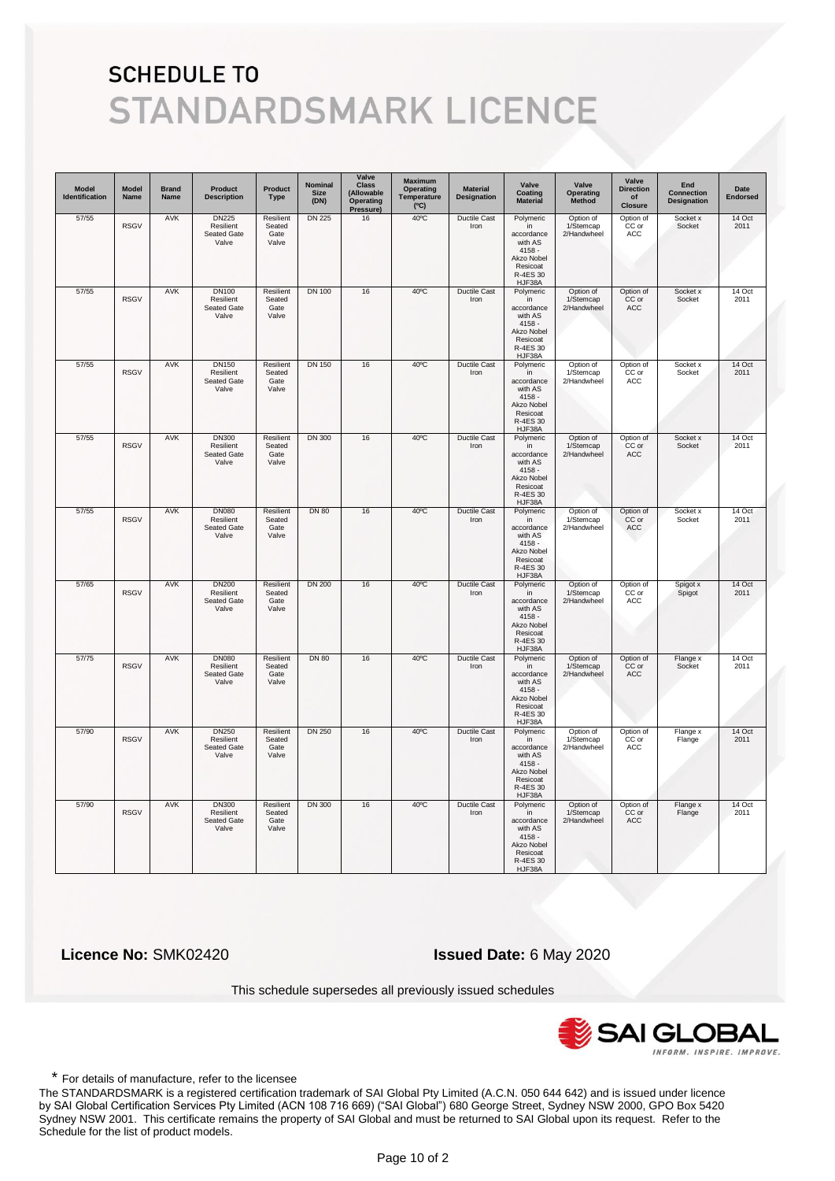# SCHEDULE TO STANDARDSMARK LICENCE

| Model Identification | Model Name | Brand Name | Product Description | Product Type | Nominal Size (DN) | Valve Class (Allowable Operating Pressure) | Maximum Operating Temperature (°C) | Material Designation | Valve Coating Material | Valve Operating Method | Valve Direction of Closure | End Connection Designation | Date Endorsed |
|---|---|---|---|---|---|---|---|---|---|---|---|---|---|
| 57/55 | RSGV | AVK | DN225 Resilient Seated Gate Valve | Resilient Seated Gate Valve | DN 225 | 16 | 40ºC | Ductile Cast Iron | Polymeric in accordance with AS 4158 - Akzo Nobel Resicoat R-4ES 30 HJF38A | Option of 1/Stemcap 2/Handwheel | Option of CC or ACC | Socket x Socket | 14 Oct 2011 |
| 57/55 | RSGV | AVK | DN100 Resilient Seated Gate Valve | Resilient Seated Gate Valve | DN 100 | 16 | 40ºC | Ductile Cast Iron | Polymeric in accordance with AS 4158 - Akzo Nobel Resicoat R-4ES 30 HJF38A | Option of 1/Stemcap 2/Handwheel | Option of CC or ACC | Socket x Socket | 14 Oct 2011 |
| 57/55 | RSGV | AVK | DN150 Resilient Seated Gate Valve | Resilient Seated Gate Valve | DN 150 | 16 | 40ºC | Ductile Cast Iron | Polymeric in accordance with AS 4158 - Akzo Nobel Resicoat R-4ES 30 HJF38A | Option of 1/Stemcap 2/Handwheel | Option of CC or ACC | Socket x Socket | 14 Oct 2011 |
| 57/55 | RSGV | AVK | DN300 Resilient Seated Gate Valve | Resilient Seated Gate Valve | DN 300 | 16 | 40ºC | Ductile Cast Iron | Polymeric in accordance with AS 4158 - Akzo Nobel Resicoat R-4ES 30 HJF38A | Option of 1/Stemcap 2/Handwheel | Option of CC or ACC | Socket x Socket | 14 Oct 2011 |
| 57/55 | RSGV | AVK | DN080 Resilient Seated Gate Valve | Resilient Seated Gate Valve | DN 80 | 16 | 40ºC | Ductile Cast Iron | Polymeric in accordance with AS 4158 - Akzo Nobel Resicoat R-4ES 30 HJF38A | Option of 1/Stemcap 2/Handwheel | Option of CC or ACC | Socket x Socket | 14 Oct 2011 |
| 57/65 | RSGV | AVK | DN200 Resilient Seated Gate Valve | Resilient Seated Gate Valve | DN 200 | 16 | 40ºC | Ductile Cast Iron | Polymeric in accordance with AS 4158 - Akzo Nobel Resicoat R-4ES 30 HJF38A | Option of 1/Stemcap 2/Handwheel | Option of CC or ACC | Spigot x Spigot | 14 Oct 2011 |
| 57/75 | RSGV | AVK | DN080 Resilient Seated Gate Valve | Resilient Seated Gate Valve | DN 80 | 16 | 40ºC | Ductile Cast Iron | Polymeric in accordance with AS 4158 - Akzo Nobel Resicoat R-4ES 30 HJF38A | Option of 1/Stemcap 2/Handwheel | Option of CC or ACC | Flange x Socket | 14 Oct 2011 |
| 57/90 | RSGV | AVK | DN250 Resilient Seated Gate Valve | Resilient Seated Gate Valve | DN 250 | 16 | 40ºC | Ductile Cast Iron | Polymeric in accordance with AS 4158 - Akzo Nobel Resicoat R-4ES 30 HJF38A | Option of 1/Stemcap 2/Handwheel | Option of CC or ACC | Flange x Flange | 14 Oct 2011 |
| 57/90 | RSGV | AVK | DN300 Resilient Seated Gate Valve | Resilient Seated Gate Valve | DN 300 | 16 | 40ºC | Ductile Cast Iron | Polymeric in accordance with AS 4158 - Akzo Nobel Resicoat R-4ES 30 HJF38A | Option of 1/Stemcap 2/Handwheel | Option of CC or ACC | Flange x Flange | 14 Oct 2011 |

**Licence No:** SMK02420 **Issued Date:** 6 May 2020

This schedule supersedes all previously issued schedules

SAI GLOBAL
INFORM. INSPIRE. IMPROVE.

* For details of manufacture, refer to the licensee

The STANDARDSMARK is a registered certification trademark of SAI Global Pty Limited (A.C.N. 050 644 642) and is issued under licence by SAI Global Certification Services Pty Limited (ACN 108 716 669) ("SAI Global") 680 George Street, Sydney NSW 2000, GPO Box 5420 Sydney NSW 2001. This certificate remains the property of SAI Global and must be returned to SAI Global upon its request. Refer to the Schedule for the list of product models.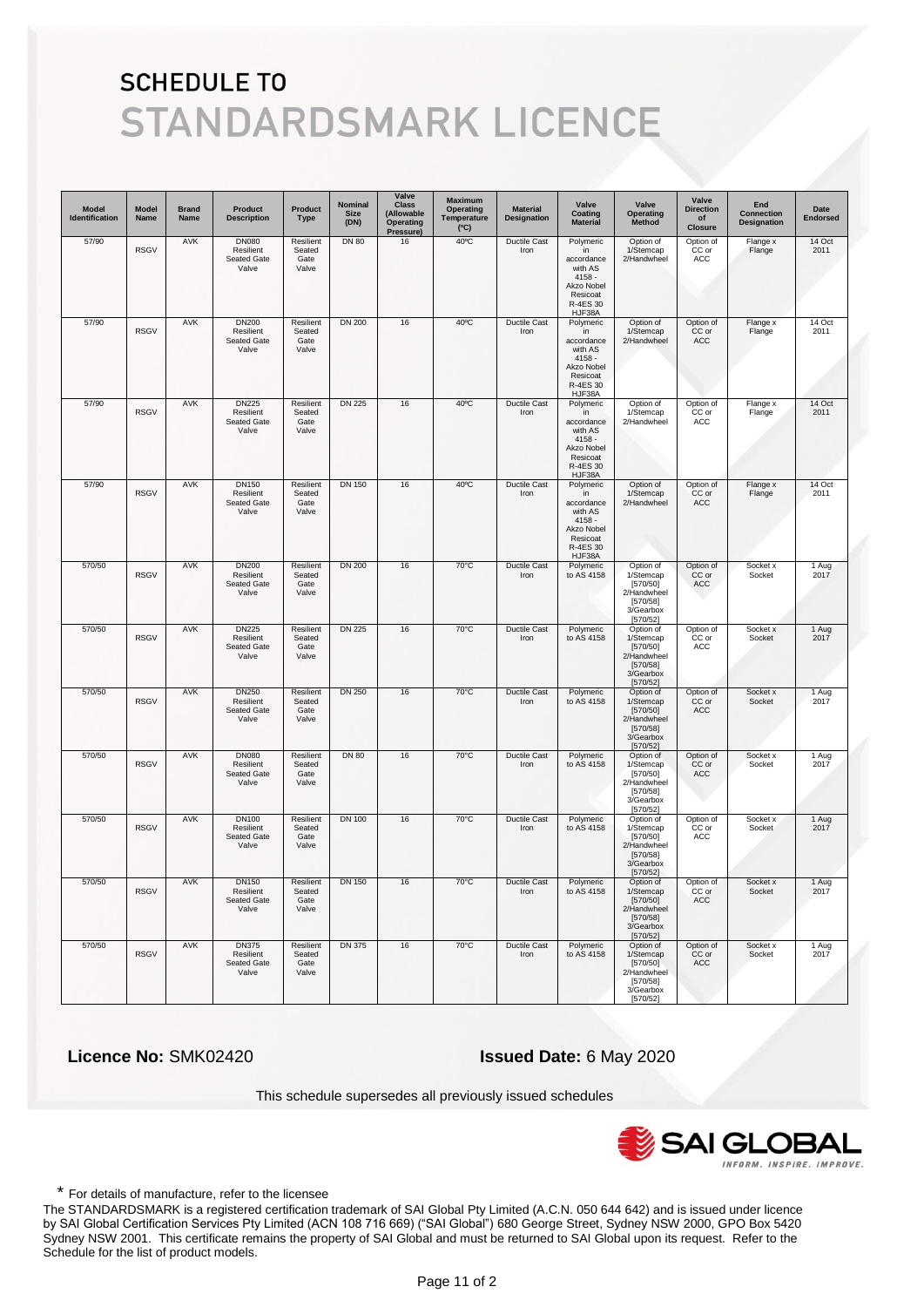# SCHEDULE TO
# STANDARDSMARK LICENCE

| Model Identification | Model Name | Brand Name | Product Description | Product Type | Nominal Size (DN) | Valve Class (Allowable Operating Pressure) | Maximum Operating Temperature (°C) | Material Designation | Valve Coating Material | Valve Operating Method | Valve Direction of Closure | End Connection Designation | Date Endorsed |
|---|---|---|---|---|---|---|---|---|---|---|---|---|---|
| 57/90 | RSGV | AVK | DN080 Resilient Seated Gate Valve | Resilient Seated Gate Valve | DN 80 | 16 | 40ºC | Ductile Cast Iron | Polymeric in accordance with AS 4158 - Akzo Nobel Resicoat R-4ES 30 HJF38A | Option of 1/Stemcap 2/Handwheel | Option of CC or ACC | Flange x Flange | 14 Oct 2011 |
| 57/90 | RSGV | AVK | DN200 Resilient Seated Gate Valve | Resilient Seated Gate Valve | DN 200 | 16 | 40ºC | Ductile Cast Iron | Polymeric in accordance with AS 4158 - Akzo Nobel Resicoat R-4ES 30 HJF38A | Option of 1/Stemcap 2/Handwheel | Option of CC or ACC | Flange x Flange | 14 Oct 2011 |
| 57/90 | RSGV | AVK | DN225 Resilient Seated Gate Valve | Resilient Seated Gate Valve | DN 225 | 16 | 40ºC | Ductile Cast Iron | Polymeric in accordance with AS 4158 - Akzo Nobel Resicoat R-4ES 30 HJF38A | Option of 1/Stemcap 2/Handwheel | Option of CC or ACC | Flange x Flange | 14 Oct 2011 |
| 57/90 | RSGV | AVK | DN150 Resilient Seated Gate Valve | Resilient Seated Gate Valve | DN 150 | 16 | 40ºC | Ductile Cast Iron | Polymeric in accordance with AS 4158 - Akzo Nobel Resicoat R-4ES 30 HJF38A | Option of 1/Stemcap 2/Handwheel | Option of CC or ACC | Flange x Flange | 14 Oct 2011 |
| 570/50 | RSGV | AVK | DN200 Resilient Seated Gate Valve | Resilient Seated Gate Valve | DN 200 | 16 | 70°C | Ductile Cast Iron | Polymeric to AS 4158 | Option of 1/Stemcap [570/50] 2/Handwheel [570/58] 3/Gearbox [570/52] | Option of CC or ACC | Socket x Socket | 1 Aug 2017 |
| 570/50 | RSGV | AVK | DN225 Resilient Seated Gate Valve | Resilient Seated Gate Valve | DN 225 | 16 | 70°C | Ductile Cast Iron | Polymeric to AS 4158 | Option of 1/Stemcap [570/50] 2/Handwheel [570/58] 3/Gearbox [570/52] | Option of CC or ACC | Socket x Socket | 1 Aug 2017 |
| 570/50 | RSGV | AVK | DN250 Resilient Seated Gate Valve | Resilient Seated Gate Valve | DN 250 | 16 | 70°C | Ductile Cast Iron | Polymeric to AS 4158 | Option of 1/Stemcap [570/50] 2/Handwheel [570/58] 3/Gearbox [570/52] | Option of CC or ACC | Socket x Socket | 1 Aug 2017 |
| 570/50 | RSGV | AVK | DN080 Resilient Seated Gate Valve | Resilient Seated Gate Valve | DN 80 | 16 | 70°C | Ductile Cast Iron | Polymeric to AS 4158 | Option of 1/Stemcap [570/50] 2/Handwheel [570/58] 3/Gearbox [570/52] | Option of CC or ACC | Socket x Socket | 1 Aug 2017 |
| 570/50 | RSGV | AVK | DN100 Resilient Seated Gate Valve | Resilient Seated Gate Valve | DN 100 | 16 | 70°C | Ductile Cast Iron | Polymeric to AS 4158 | Option of 1/Stemcap [570/50] 2/Handwheel [570/58] 3/Gearbox [570/52] | Option of CC or ACC | Socket x Socket | 1 Aug 2017 |
| 570/50 | RSGV | AVK | DN150 Resilient Seated Gate Valve | Resilient Seated Gate Valve | DN 150 | 16 | 70°C | Ductile Cast Iron | Polymeric to AS 4158 | Option of 1/Stemcap [570/50] 2/Handwheel [570/58] 3/Gearbox [570/52] | Option of CC or ACC | Socket x Socket | 1 Aug 2017 |
| 570/50 | RSGV | AVK | DN375 Resilient Seated Gate Valve | Resilient Seated Gate Valve | DN 375 | 16 | 70°C | Ductile Cast Iron | Polymeric to AS 4158 | Option of 1/Stemcap [570/50] 2/Handwheel [570/58] 3/Gearbox [570/52] | Option of CC or ACC | Socket x Socket | 1 Aug 2017 |

**Licence No:** SMK02420 **Issued Date:** 6 May 2020

This schedule supersedes all previously issued schedules

SAI GLOBAL
INFORM. INSPIRE. IMPROVE.

* For details of manufacture, refer to the licensee

The STANDARDSMARK is a registered certification trademark of SAI Global Pty Limited (A.C.N. 050 644 642) and is issued under licence by SAI Global Certification Services Pty Limited (ACN 108 716 669) ("SAI Global") 680 George Street, Sydney NSW 2000, GPO Box 5420 Sydney NSW 2001. This certificate remains the property of SAI Global and must be returned to SAI Global upon its request. Refer to the Schedule for the list of product models.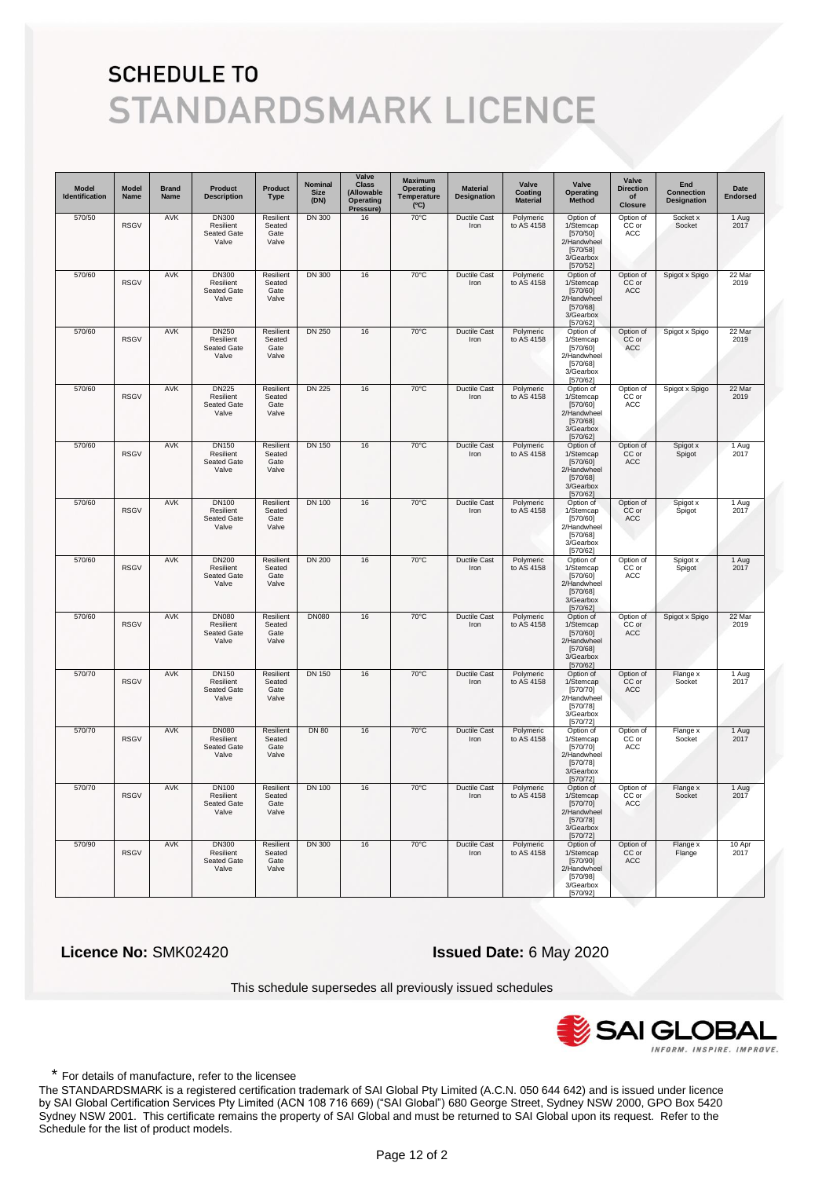# SCHEDULE TO
# STANDARDSMARK LICENCE

| Model Identification | Model Name | Brand Name | Product Description | Product Type | Nominal Size (DN) | Valve Class (Allowable Operating Pressure) | Maximum Operating Temperature (°C) | Material Designation | Valve Coating Material | Valve Operating Method | Valve Direction of Closure | End Connection Designation | Date Endorsed |
|---|---|---|---|---|---|---|---|---|---|---|---|---|---|
| 570/50 | RSGV | AVK | DN300 Resilient Seated Gate Valve | Resilient Seated Gate Valve | DN 300 | 16 | 70°C | Ductile Cast Iron | Polymeric to AS 4158 | Option of 1/Stemcap [570/50] 2/Handwheel [570/58] 3/Gearbox [570/52] | Option of CC or ACC | Socket x Socket | 1 Aug 2017 |
| 570/60 | RSGV | AVK | DN300 Resilient Seated Gate Valve | Resilient Seated Gate Valve | DN 300 | 16 | 70°C | Ductile Cast Iron | Polymeric to AS 4158 | Option of 1/Stemcap [570/60] 2/Handwheel [570/68] 3/Gearbox [570/62] | Option of CC or ACC | Spigot x Spigo | 22 Mar 2019 |
| 570/60 | RSGV | AVK | DN250 Resilient Seated Gate Valve | Resilient Seated Gate Valve | DN 250 | 16 | 70°C | Ductile Cast Iron | Polymeric to AS 4158 | Option of 1/Stemcap [570/60] 2/Handwheel [570/68] 3/Gearbox [570/62] | Option of CC or ACC | Spigot x Spigo | 22 Mar 2019 |
| 570/60 | RSGV | AVK | DN225 Resilient Seated Gate Valve | Resilient Seated Gate Valve | DN 225 | 16 | 70°C | Ductile Cast Iron | Polymeric to AS 4158 | Option of 1/Stemcap [570/60] 2/Handwheel [570/68] 3/Gearbox [570/62] | Option of CC or ACC | Spigot x Spigo | 22 Mar 2019 |
| 570/60 | RSGV | AVK | DN150 Resilient Seated Gate Valve | Resilient Seated Gate Valve | DN 150 | 16 | 70°C | Ductile Cast Iron | Polymeric to AS 4158 | Option of 1/Stemcap [570/60] 2/Handwheel [570/68] 3/Gearbox [570/62] | Option of CC or ACC | Spigot x Spigot | 1 Aug 2017 |
| 570/60 | RSGV | AVK | DN100 Resilient Seated Gate Valve | Resilient Seated Gate Valve | DN 100 | 16 | 70°C | Ductile Cast Iron | Polymeric to AS 4158 | Option of 1/Stemcap [570/60] 2/Handwheel [570/68] 3/Gearbox [570/62] | Option of CC or ACC | Spigot x Spigot | 1 Aug 2017 |
| 570/60 | RSGV | AVK | DN200 Resilient Seated Gate Valve | Resilient Seated Gate Valve | DN 200 | 16 | 70°C | Ductile Cast Iron | Polymeric to AS 4158 | Option of 1/Stemcap [570/60] 2/Handwheel [570/68] 3/Gearbox [570/62] | Option of CC or ACC | Spigot x Spigot | 1 Aug 2017 |
| 570/60 | RSGV | AVK | DN080 Resilient Seated Gate Valve | Resilient Seated Gate Valve | DN080 | 16 | 70°C | Ductile Cast Iron | Polymeric to AS 4158 | Option of 1/Stemcap [570/60] 2/Handwheel [570/68] 3/Gearbox [570/62] | Option of CC or ACC | Spigot x Spigo | 22 Mar 2019 |
| 570/70 | RSGV | AVK | DN150 Resilient Seated Gate Valve | Resilient Seated Gate Valve | DN 150 | 16 | 70°C | Ductile Cast Iron | Polymeric to AS 4158 | Option of 1/Stemcap [570/70] 2/Handwheel [570/78] 3/Gearbox [570/72] | Option of CC or ACC | Flange x Socket | 1 Aug 2017 |
| 570/70 | RSGV | AVK | DN080 Resilient Seated Gate Valve | Resilient Seated Gate Valve | DN 80 | 16 | 70°C | Ductile Cast Iron | Polymeric to AS 4158 | Option of 1/Stemcap [570/70] 2/Handwheel [570/78] 3/Gearbox [570/72] | Option of CC or ACC | Flange x Socket | 1 Aug 2017 |
| 570/70 | RSGV | AVK | DN100 Resilient Seated Gate Valve | Resilient Seated Gate Valve | DN 100 | 16 | 70°C | Ductile Cast Iron | Polymeric to AS 4158 | Option of 1/Stemcap [570/70] 2/Handwheel [570/78] 3/Gearbox [570/72] | Option of CC or ACC | Flange x Socket | 1 Aug 2017 |
| 570/90 | RSGV | AVK | DN300 Resilient Seated Gate Valve | Resilient Seated Gate Valve | DN 300 | 16 | 70°C | Ductile Cast Iron | Polymeric to AS 4158 | Option of 1/Stemcap [570/90] 2/Handwheel [570/98] 3/Gearbox [570/92] | Option of CC or ACC | Flange x Flange | 10 Apr 2017 |

**Licence No:** SMK02420 **Issued Date:** 6 May 2020

This schedule supersedes all previously issued schedules

SAI GLOBAL
INFORM. INSPIRE. IMPROVE.

* For details of manufacture, refer to the licensee

The STANDARDSMARK is a registered certification trademark of SAI Global Pty Limited (A.C.N. 050 644 642) and is issued under licence by SAI Global Certification Services Pty Limited (ACN 108 716 669) ("SAI Global") 680 George Street, Sydney NSW 2000, GPO Box 5420 Sydney NSW 2001. This certificate remains the property of SAI Global and must be returned to SAI Global upon its request. Refer to the Schedule for the list of product models.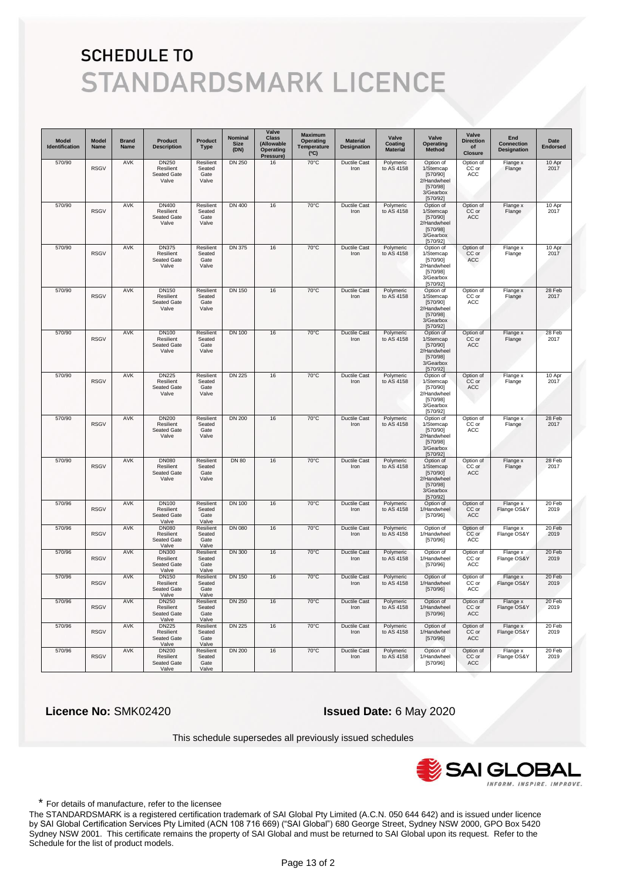# SCHEDULE TO
# STANDARDSMARK LICENCE

| Model Identification | Model Name | Brand Name | Product Description | Product Type | Nominal Size (DN) | Valve Class (Allowable Operating Pressure) | Maximum Operating Temperature (°C) | Material Designation | Valve Coating Material | Valve Operating Method | Valve Direction of Closure | End Connection Designation | Date Endorsed |
|---|---|---|---|---|---|---|---|---|---|---|---|---|---|
| 570/90 | RSGV | AVK | DN250 Resilient Seated Gate Valve | Resilient Seated Gate Valve | DN 250 | 16 | 70°C | Ductile Cast Iron | Polymeric to AS 4158 | Option of 1/Stemcap [570/90] 2/Handwheel [570/98] 3/Gearbox [570/92] | Option of CC or ACC | Flange x Flange | 10 Apr 2017 |
| 570/90 | RSGV | AVK | DN400 Resilient Seated Gate Valve | Resilient Seated Gate Valve | DN 400 | 16 | 70°C | Ductile Cast Iron | Polymeric to AS 4158 | Option of 1/Stemcap [570/90] 2/Handwheel [570/98] 3/Gearbox [570/92] | Option of CC or ACC | Flange x Flange | 10 Apr 2017 |
| 570/90 | RSGV | AVK | DN375 Resilient Seated Gate Valve | Resilient Seated Gate Valve | DN 375 | 16 | 70°C | Ductile Cast Iron | Polymeric to AS 4158 | Option of 1/Stemcap [570/90] 2/Handwheel [570/98] 3/Gearbox [570/92] | Option of CC or ACC | Flange x Flange | 10 Apr 2017 |
| 570/90 | RSGV | AVK | DN150 Resilient Seated Gate Valve | Resilient Seated Gate Valve | DN 150 | 16 | 70°C | Ductile Cast Iron | Polymeric to AS 4158 | Option of 1/Stemcap [570/90] 2/Handwheel [570/98] 3/Gearbox [570/92] | Option of CC or ACC | Flange x Flange | 28 Feb 2017 |
| 570/90 | RSGV | AVK | DN100 Resilient Seated Gate Valve | Resilient Seated Gate Valve | DN 100 | 16 | 70°C | Ductile Cast Iron | Polymeric to AS 4158 | Option of 1/Stemcap [570/90] 2/Handwheel [570/98] 3/Gearbox [570/92] | Option of CC or ACC | Flange x Flange | 28 Feb 2017 |
| 570/90 | RSGV | AVK | DN225 Resilient Seated Gate Valve | Resilient Seated Gate Valve | DN 225 | 16 | 70°C | Ductile Cast Iron | Polymeric to AS 4158 | Option of 1/Stemcap [570/90] 2/Handwheel [570/98] 3/Gearbox [570/92] | Option of CC or ACC | Flange x Flange | 10 Apr 2017 |
| 570/90 | RSGV | AVK | DN200 Resilient Seated Gate Valve | Resilient Seated Gate Valve | DN 200 | 16 | 70°C | Ductile Cast Iron | Polymeric to AS 4158 | Option of 1/Stemcap [570/90] 2/Handwheel [570/98] 3/Gearbox [570/92] | Option of CC or ACC | Flange x Flange | 28 Feb 2017 |
| 570/90 | RSGV | AVK | DN080 Resilient Seated Gate Valve | Resilient Seated Gate Valve | DN 80 | 16 | 70°C | Ductile Cast Iron | Polymeric to AS 4158 | Option of 1/Stemcap [570/90] 2/Handwheel [570/98] 3/Gearbox [570/92] | Option of CC or ACC | Flange x Flange | 28 Feb 2017 |
| 570/96 | RSGV | AVK | DN100 Resilient Seated Gate Valve | Resilient Seated Gate Valve | DN 100 | 16 | 70°C | Ductile Cast Iron | Polymeric to AS 4158 | Option of 1/Handwheel [570/96] | Option of CC or ACC | Flange x Flange OS&Y | 20 Feb 2019 |
| 570/96 | RSGV | AVK | DN080 Resilient Seated Gate Valve | Resilient Seated Gate Valve | DN 080 | 16 | 70°C | Ductile Cast Iron | Polymeric to AS 4158 | Option of 1/Handwheel [570/96] | Option of CC or ACC | Flange x Flange OS&Y | 20 Feb 2019 |
| 570/96 | RSGV | AVK | DN300 Resilient Seated Gate Valve | Resilient Seated Gate Valve | DN 300 | 16 | 70°C | Ductile Cast Iron | Polymeric to AS 4158 | Option of 1/Handwheel [570/96] | Option of CC or ACC | Flange x Flange OS&Y | 20 Feb 2019 |
| 570/96 | RSGV | AVK | DN150 Resilient Seated Gate Valve | Resilient Seated Gate Valve | DN 150 | 16 | 70°C | Ductile Cast Iron | Polymeric to AS 4158 | Option of 1/Handwheel [570/96] | Option of CC or ACC | Flange x Flange OS&Y | 20 Feb 2019 |
| 570/96 | RSGV | AVK | DN250 Resilient Seated Gate Valve | Resilient Seated Gate Valve | DN 250 | 16 | 70°C | Ductile Cast Iron | Polymeric to AS 4158 | Option of 1/Handwheel [570/96] | Option of CC or ACC | Flange x Flange OS&Y | 20 Feb 2019 |
| 570/96 | RSGV | AVK | DN225 Resilient Seated Gate Valve | Resilient Seated Gate Valve | DN 225 | 16 | 70°C | Ductile Cast Iron | Polymeric to AS 4158 | Option of 1/Handwheel [570/96] | Option of CC or ACC | Flange x Flange OS&Y | 20 Feb 2019 |
| 570/96 | RSGV | AVK | DN200 Resilient Seated Gate Valve | Resilient Seated Gate Valve | DN 200 | 16 | 70°C | Ductile Cast Iron | Polymeric to AS 4158 | Option of 1/Handwheel [570/96] | Option of CC or ACC | Flange x Flange OS&Y | 20 Feb 2019 |

**Licence No:** SMK02420 **Issued Date:** 6 May 2020

This schedule supersedes all previously issued schedules

SAI GLOBAL
INFORM. INSPIRE. IMPROVE.

\* For details of manufacture, refer to the licensee

The STANDARDSMARK is a registered certification trademark of SAI Global Pty Limited (A.C.N. 050 644 642) and is issued under licence by SAI Global Certification Services Pty Limited (ACN 108 716 669) ("SAI Global") 680 George Street, Sydney NSW 2000, GPO Box 5420 Sydney NSW 2001. This certificate remains the property of SAI Global and must be returned to SAI Global upon its request. Refer to the Schedule for the list of product models.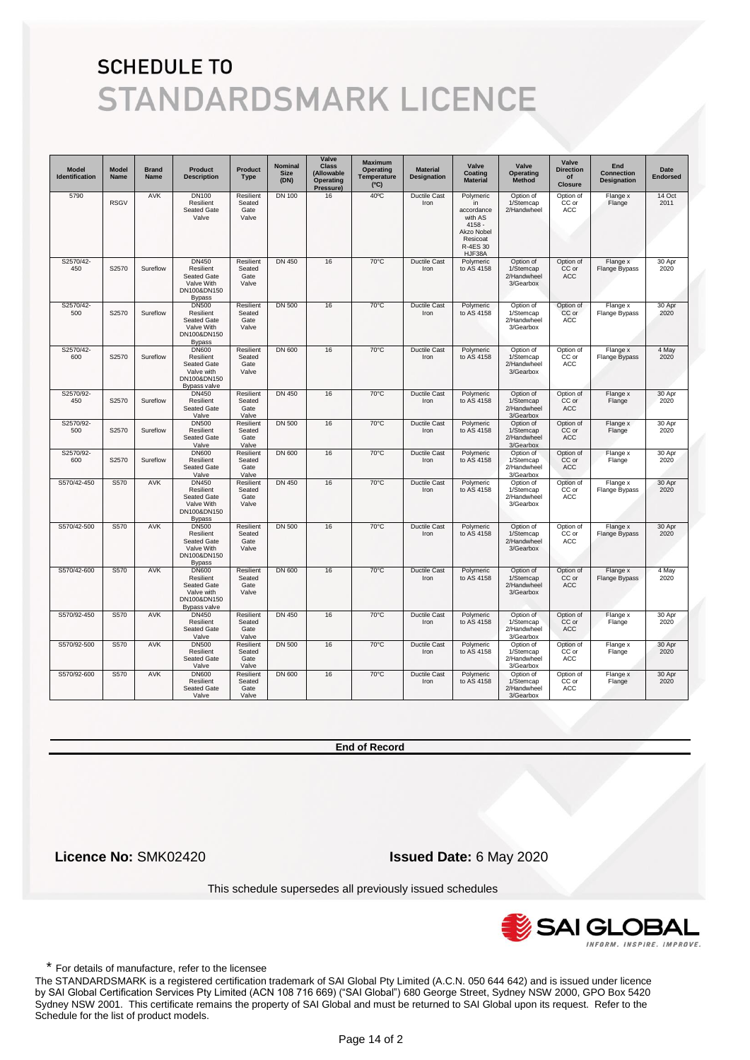# SCHEDULE TO
# STANDARDSMARK LICENCE

| Model Identification | Model Name | Brand Name | Product Description | Product Type | Nominal Size (DN) | Valve Class (Allowable Operating Pressure) | Maximum Operating Temperature (°C) | Material Designation | Valve Coating Material | Valve Operating Method | Valve Direction of Closure | End Connection Designation | Date Endorsed |
|---|---|---|---|---|---|---|---|---|---|---|---|---|---|
| 5790 | RSGV | AVK | DN100 Resilient Seated Gate Valve | Resilient Seated Gate Valve | DN 100 | 16 | 40ºC | Ductile Cast Iron | Polymeric in accordance with AS 4158 - Akzo Nobel Resicoat R-4ES 30 HJF38A | Option of 1/Stemcap 2/Handwheel | Option of CC or ACC | Flange x Flange | 14 Oct 2011 |
| S2570/42-450 | S2570 | Sureflow | DN450 Resilient Seated Gate Valve With DN100&DN150 Bypass | Resilient Seated Gate Valve | DN 450 | 16 | 70°C | Ductile Cast Iron | Polymeric to AS 4158 | Option of 1/Stemcap 2/Handwheel 3/Gearbox | Option of CC or ACC | Flange x Flange Bypass | 30 Apr 2020 |
| S2570/42-500 | S2570 | Sureflow | DN500 Resilient Seated Gate Valve With DN100&DN150 Bypass | Resilient Seated Gate Valve | DN 500 | 16 | 70°C | Ductile Cast Iron | Polymeric to AS 4158 | Option of 1/Stemcap 2/Handwheel 3/Gearbox | Option of CC or ACC | Flange x Flange Bypass | 30 Apr 2020 |
| S2570/42-600 | S2570 | Sureflow | DN600 Resilient Seated Gate Valve with DN100&DN150 Bypass valve | Resilient Seated Gate Valve | DN 600 | 16 | 70°C | Ductile Cast Iron | Polymeric to AS 4158 | Option of 1/Stemcap 2/Handwheel 3/Gearbox | Option of CC or ACC | Flange x Flange Bypass | 4 May 2020 |
| S2570/92-450 | S2570 | Sureflow | DN450 Resilient Seated Gate Valve | Resilient Seated Gate Valve | DN 450 | 16 | 70°C | Ductile Cast Iron | Polymeric to AS 4158 | Option of 1/Stemcap 2/Handwheel 3/Gearbox | Option of CC or ACC | Flange x Flange | 30 Apr 2020 |
| S2570/92-500 | S2570 | Sureflow | DN500 Resilient Seated Gate Valve | Resilient Seated Gate Valve | DN 500 | 16 | 70°C | Ductile Cast Iron | Polymeric to AS 4158 | Option of 1/Stemcap 2/Handwheel 3/Gearbox | Option of CC or ACC | Flange x Flange | 30 Apr 2020 |
| S2570/92-600 | S2570 | Sureflow | DN600 Resilient Seated Gate Valve | Resilient Seated Gate Valve | DN 600 | 16 | 70°C | Ductile Cast Iron | Polymeric to AS 4158 | Option of 1/Stemcap 2/Handwheel 3/Gearbox | Option of CC or ACC | Flange x Flange | 30 Apr 2020 |
| S570/42-450 | S570 | AVK | DN450 Resilient Seated Gate Valve With DN100&DN150 Bypass | Resilient Seated Gate Valve | DN 450 | 16 | 70°C | Ductile Cast Iron | Polymeric to AS 4158 | Option of 1/Stemcap 2/Handwheel 3/Gearbox | Option of CC or ACC | Flange x Flange Bypass | 30 Apr 2020 |
| S570/42-500 | S570 | AVK | DN500 Resilient Seated Gate Valve With DN100&DN150 Bypass | Resilient Seated Gate Valve | DN 500 | 16 | 70°C | Ductile Cast Iron | Polymeric to AS 4158 | Option of 1/Stemcap 2/Handwheel 3/Gearbox | Option of CC or ACC | Flange x Flange Bypass | 30 Apr 2020 |
| S570/42-600 | S570 | AVK | DN600 Resilient Seated Gate Valve with DN100&DN150 Bypass valve | Resilient Seated Gate Valve | DN 600 | 16 | 70°C | Ductile Cast Iron | Polymeric to AS 4158 | Option of 1/Stemcap 2/Handwheel 3/Gearbox | Option of CC or ACC | Flange x Flange Bypass | 4 May 2020 |
| S570/92-450 | S570 | AVK | DN450 Resilient Seated Gate Valve | Resilient Seated Gate Valve | DN 450 | 16 | 70°C | Ductile Cast Iron | Polymeric to AS 4158 | Option of 1/Stemcap 2/Handwheel 3/Gearbox | Option of CC or ACC | Flange x Flange | 30 Apr 2020 |
| S570/92-500 | S570 | AVK | DN500 Resilient Seated Gate Valve | Resilient Seated Gate Valve | DN 500 | 16 | 70°C | Ductile Cast Iron | Polymeric to AS 4158 | Option of 1/Stemcap 2/Handwheel 3/Gearbox | Option of CC or ACC | Flange x Flange | 30 Apr 2020 |
| S570/92-600 | S570 | AVK | DN600 Resilient Seated Gate Valve | Resilient Seated Gate Valve | DN 600 | 16 | 70°C | Ductile Cast Iron | Polymeric to AS 4158 | Option of 1/Stemcap 2/Handwheel 3/Gearbox | Option of CC or ACC | Flange x Flange | 30 Apr 2020 |

**End of Record**

**Licence No:** SMK02420 **Issued Date:** 6 May 2020

This schedule supersedes all previously issued schedules

SAI GLOBAL
INFORM. INSPIRE. IMPROVE.

\* For details of manufacture, refer to the licensee

The STANDARDSMARK is a registered certification trademark of SAI Global Pty Limited (A.C.N. 050 644 642) and is issued under licence by SAI Global Certification Services Pty Limited (ACN 108 716 669) ("SAI Global") 680 George Street, Sydney NSW 2000, GPO Box 5420 Sydney NSW 2001. This certificate remains the property of SAI Global and must be returned to SAI Global upon its request. Refer to the Schedule for the list of product models.